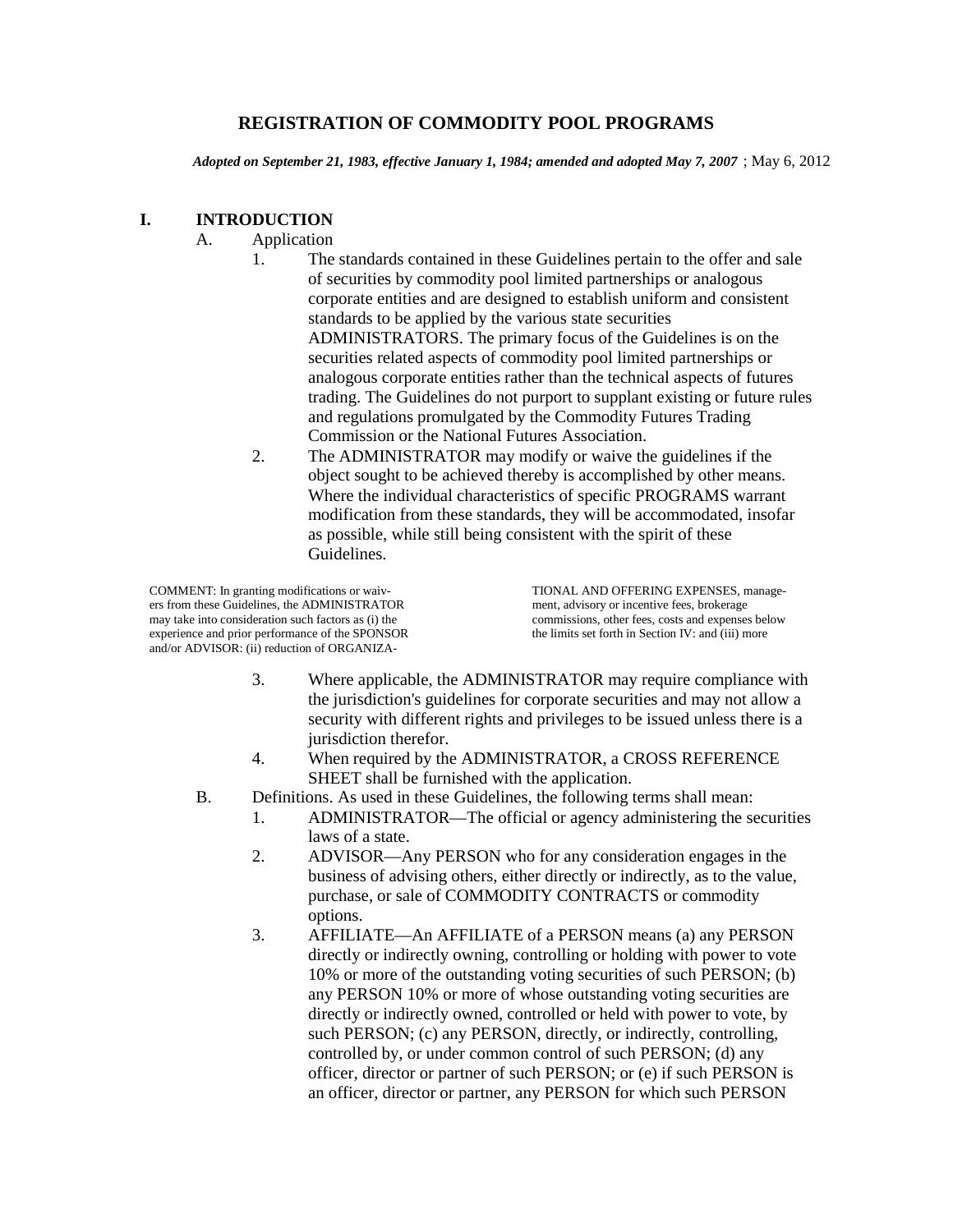# REGISTRATION OF COMMODITY POOL PROGRAMS

***Adopted on September 21, 1983, effective January 1, 1984; amended and adopted May 7, 2007*** ; May 6, 2012

## I. INTRODUCTION

A. Application

1. The standards contained in these Guidelines pertain to the offer and sale of securities by commodity pool limited partnerships or analogous corporate entities and are designed to establish uniform and consistent standards to be applied by the various state securities ADMINISTRATORS. The primary focus of the Guidelines is on the securities related aspects of commodity pool limited partnerships or analogous corporate entities rather than the technical aspects of futures trading. The Guidelines do not purport to supplant existing or future rules and regulations promulgated by the Commodity Futures Trading Commission or the National Futures Association.
2. The ADMINISTRATOR may modify or waive the guidelines if the object sought to be achieved thereby is accomplished by other means. Where the individual characteristics of specific PROGRAMS warrant modification from these standards, they will be accommodated, insofar as possible, while still being consistent with the spirit of these Guidelines.

COMMENT: In granting modifications or waivers from these Guidelines, the ADMINISTRATOR may take into consideration such factors as (i) the experience and prior performance of the SPONSOR and/or ADVISOR: (ii) reduction of ORGANIZATIONAL AND OFFERING EXPENSES, management, advisory or incentive fees, brokerage commissions, other fees, costs and expenses below the limits set forth in Section IV: and (iii) more

3. Where applicable, the ADMINISTRATOR may require compliance with the jurisdiction's guidelines for corporate securities and may not allow a security with different rights and privileges to be issued unless there is a jurisdiction therefor.
4. When required by the ADMINISTRATOR, a CROSS REFERENCE SHEET shall be furnished with the application.

B. Definitions. As used in these Guidelines, the following terms shall mean:

1. ADMINISTRATOR—The official or agency administering the securities laws of a state.
2. ADVISOR—Any PERSON who for any consideration engages in the business of advising others, either directly or indirectly, as to the value, purchase, or sale of COMMODITY CONTRACTS or commodity options.
3. AFFILIATE—An AFFILIATE of a PERSON means (a) any PERSON directly or indirectly owning, controlling or holding with power to vote 10% or more of the outstanding voting securities of such PERSON; (b) any PERSON 10% or more of whose outstanding voting securities are directly or indirectly owned, controlled or held with power to vote, by such PERSON; (c) any PERSON, directly, or indirectly, controlling, controlled by, or under common control of such PERSON; (d) any officer, director or partner of such PERSON; or (e) if such PERSON is an officer, director or partner, any PERSON for which such PERSON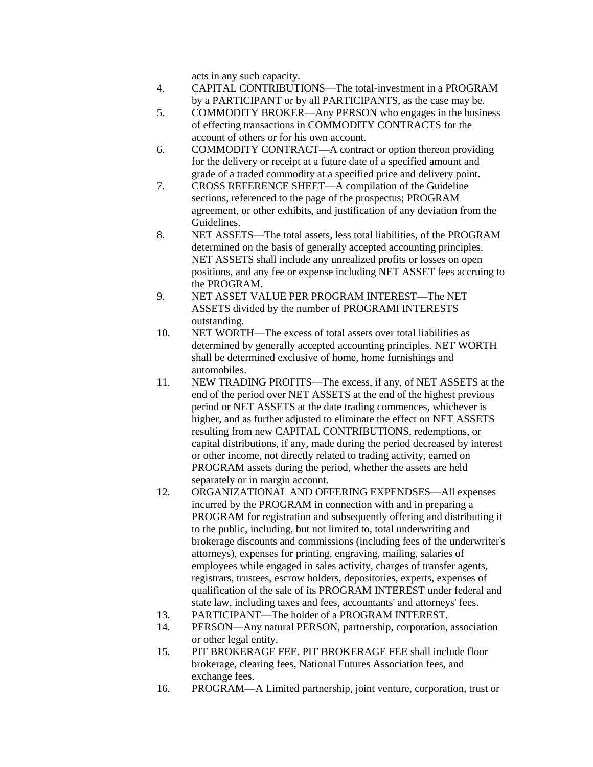acts in any such capacity.

4. CAPITAL CONTRIBUTIONS—The total-investment in a PROGRAM by a PARTICIPANT or by all PARTICIPANTS, as the case may be.
5. COMMODITY BROKER—Any PERSON who engages in the business of effecting transactions in COMMODITY CONTRACTS for the account of others or for his own account.
6. COMMODITY CONTRACT—A contract or option thereon providing for the delivery or receipt at a future date of a specified amount and grade of a traded commodity at a specified price and delivery point.
7. CROSS REFERENCE SHEET—A compilation of the Guideline sections, referenced to the page of the prospectus; PROGRAM agreement, or other exhibits, and justification of any deviation from the Guidelines.
8. NET ASSETS—The total assets, less total liabilities, of the PROGRAM determined on the basis of generally accepted accounting principles. NET ASSETS shall include any unrealized profits or losses on open positions, and any fee or expense including NET ASSET fees accruing to the PROGRAM.
9. NET ASSET VALUE PER PROGRAM INTEREST—The NET ASSETS divided by the number of PROGRAMI INTERESTS outstanding.
10. NET WORTH—The excess of total assets over total liabilities as determined by generally accepted accounting principles. NET WORTH shall be determined exclusive of home, home furnishings and automobiles.
11. NEW TRADING PROFITS—The excess, if any, of NET ASSETS at the end of the period over NET ASSETS at the end of the highest previous period or NET ASSETS at the date trading commences, whichever is higher, and as further adjusted to eliminate the effect on NET ASSETS resulting from new CAPITAL CONTRIBUTIONS, redemptions, or capital distributions, if any, made during the period decreased by interest or other income, not directly related to trading activity, earned on PROGRAM assets during the period, whether the assets are held separately or in margin account.
12. ORGANIZATIONAL AND OFFERING EXPENDSES—All expenses incurred by the PROGRAM in connection with and in preparing a PROGRAM for registration and subsequently offering and distributing it to the public, including, but not limited to, total underwriting and brokerage discounts and commissions (including fees of the underwriter's attorneys), expenses for printing, engraving, mailing, salaries of employees while engaged in sales activity, charges of transfer agents, registrars, trustees, escrow holders, depositories, experts, expenses of qualification of the sale of its PROGRAM INTEREST under federal and state law, including taxes and fees, accountants' and attorneys' fees.
13. PARTICIPANT—The holder of a PROGRAM INTEREST.
14. PERSON—Any natural PERSON, partnership, corporation, association or other legal entity.
15. PIT BROKERAGE FEE. PIT BROKERAGE FEE shall include floor brokerage, clearing fees, National Futures Association fees, and exchange fees.
16. PROGRAM—A Limited partnership, joint venture, corporation, trust or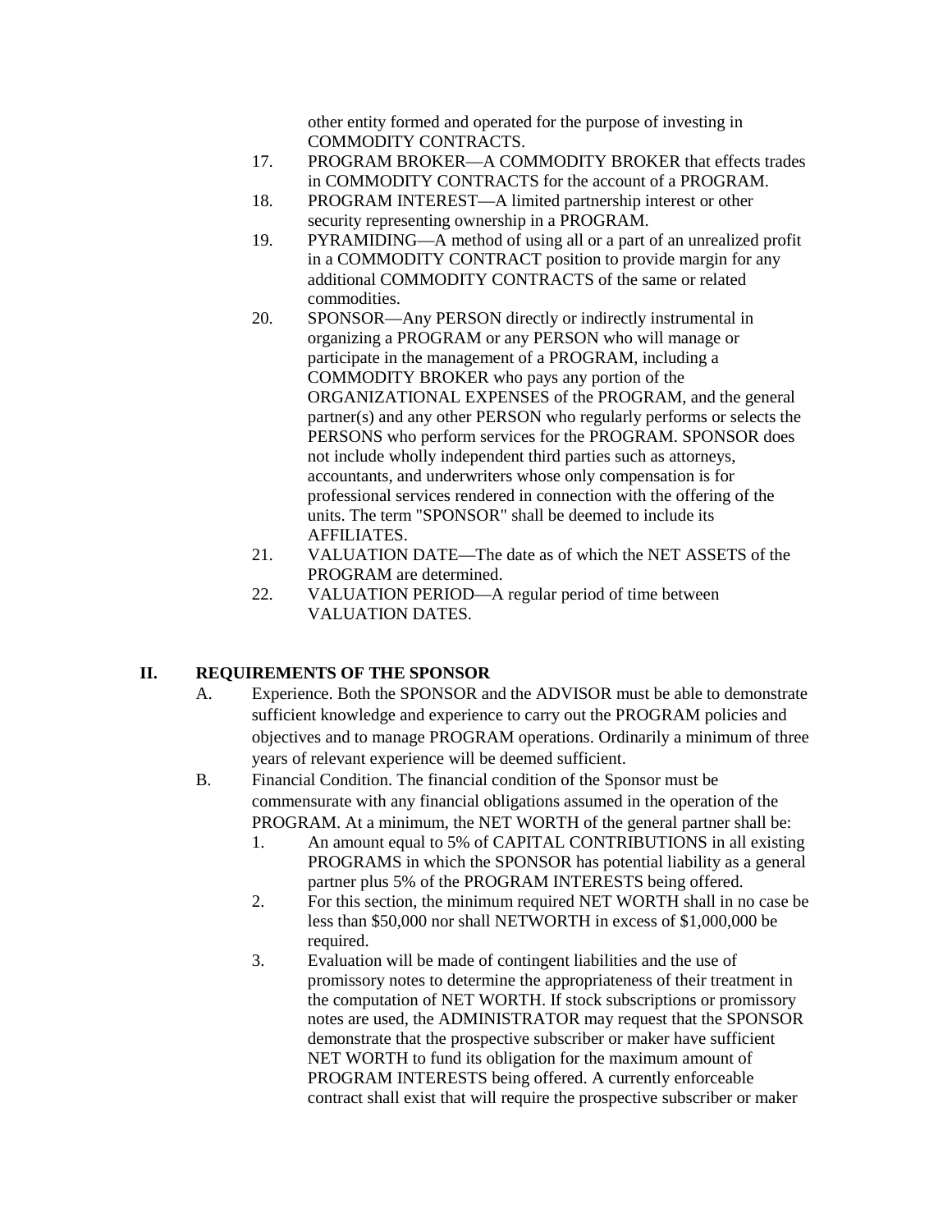other entity formed and operated for the purpose of investing in COMMODITY CONTRACTS.

17. PROGRAM BROKER—A COMMODITY BROKER that effects trades in COMMODITY CONTRACTS for the account of a PROGRAM.
18. PROGRAM INTEREST—A limited partnership interest or other security representing ownership in a PROGRAM.
19. PYRAMIDING—A method of using all or a part of an unrealized profit in a COMMODITY CONTRACT position to provide margin for any additional COMMODITY CONTRACTS of the same or related commodities.
20. SPONSOR—Any PERSON directly or indirectly instrumental in organizing a PROGRAM or any PERSON who will manage or participate in the management of a PROGRAM, including a COMMODITY BROKER who pays any portion of the ORGANIZATIONAL EXPENSES of the PROGRAM, and the general partner(s) and any other PERSON who regularly performs or selects the PERSONS who perform services for the PROGRAM. SPONSOR does not include wholly independent third parties such as attorneys, accountants, and underwriters whose only compensation is for professional services rendered in connection with the offering of the units. The term "SPONSOR" shall be deemed to include its AFFILIATES.
21. VALUATION DATE—The date as of which the NET ASSETS of the PROGRAM are determined.
22. VALUATION PERIOD—A regular period of time between VALUATION DATES.

## II. REQUIREMENTS OF THE SPONSOR

A. Experience. Both the SPONSOR and the ADVISOR must be able to demonstrate sufficient knowledge and experience to carry out the PROGRAM policies and objectives and to manage PROGRAM operations. Ordinarily a minimum of three years of relevant experience will be deemed sufficient.

B. Financial Condition. The financial condition of the Sponsor must be commensurate with any financial obligations assumed in the operation of the PROGRAM. At a minimum, the NET WORTH of the general partner shall be:

1. An amount equal to 5% of CAPITAL CONTRIBUTIONS in all existing PROGRAMS in which the SPONSOR has potential liability as a general partner plus 5% of the PROGRAM INTERESTS being offered.
2. For this section, the minimum required NET WORTH shall in no case be less than $50,000 nor shall NETWORTH in excess of $1,000,000 be required.
3. Evaluation will be made of contingent liabilities and the use of promissory notes to determine the appropriateness of their treatment in the computation of NET WORTH. If stock subscriptions or promissory notes are used, the ADMINISTRATOR may request that the SPONSOR demonstrate that the prospective subscriber or maker have sufficient NET WORTH to fund its obligation for the maximum amount of PROGRAM INTERESTS being offered. A currently enforceable contract shall exist that will require the prospective subscriber or maker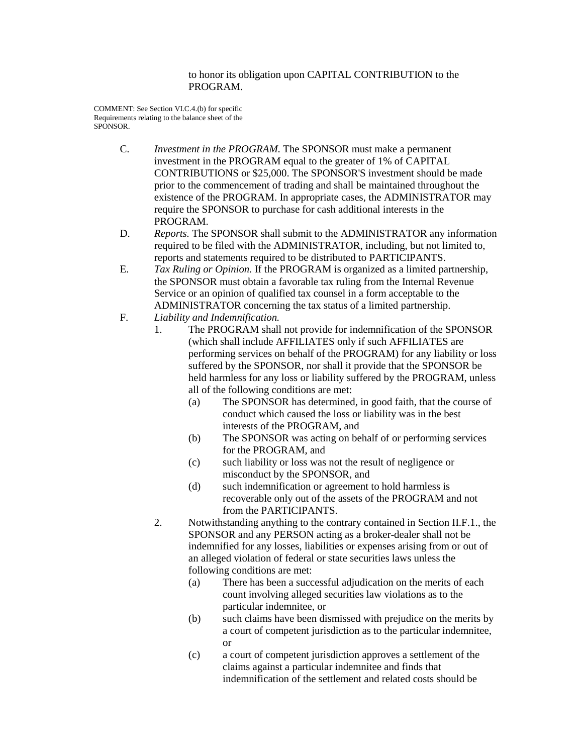to honor its obligation upon CAPITAL CONTRIBUTION to the PROGRAM.

COMMENT: See Section VI.C.4.(b) for specific Requirements relating to the balance sheet of the SPONSOR.

C. *Investment in the PROGRAM.* The SPONSOR must make a permanent investment in the PROGRAM equal to the greater of 1% of CAPITAL CONTRIBUTIONS or $25,000. The SPONSOR'S investment should be made prior to the commencement of trading and shall be maintained throughout the existence of the PROGRAM. In appropriate cases, the ADMINISTRATOR may require the SPONSOR to purchase for cash additional interests in the PROGRAM.

D. *Reports.* The SPONSOR shall submit to the ADMINISTRATOR any information required to be filed with the ADMINISTRATOR, including, but not limited to, reports and statements required to be distributed to PARTICIPANTS.

E. *Tax Ruling or Opinion.* If the PROGRAM is organized as a limited partnership, the SPONSOR must obtain a favorable tax ruling from the Internal Revenue Service or an opinion of qualified tax counsel in a form acceptable to the ADMINISTRATOR concerning the tax status of a limited partnership.

F. *Liability and Indemnification.*

1. The PROGRAM shall not provide for indemnification of the SPONSOR (which shall include AFFILIATES only if such AFFILIATES are performing services on behalf of the PROGRAM) for any liability or loss suffered by the SPONSOR, nor shall it provide that the SPONSOR be held harmless for any loss or liability suffered by the PROGRAM, unless all of the following conditions are met:
   - (a) The SPONSOR has determined, in good faith, that the course of conduct which caused the loss or liability was in the best interests of the PROGRAM, and
   - (b) The SPONSOR was acting on behalf of or performing services for the PROGRAM, and
   - (c) such liability or loss was not the result of negligence or misconduct by the SPONSOR, and
   - (d) such indemnification or agreement to hold harmless is recoverable only out of the assets of the PROGRAM and not from the PARTICIPANTS.

2. Notwithstanding anything to the contrary contained in Section II.F.1., the SPONSOR and any PERSON acting as a broker-dealer shall not be indemnified for any losses, liabilities or expenses arising from or out of an alleged violation of federal or state securities laws unless the following conditions are met:
   - (a) There has been a successful adjudication on the merits of each count involving alleged securities law violations as to the particular indemnitee, or
   - (b) such claims have been dismissed with prejudice on the merits by a court of competent jurisdiction as to the particular indemnitee, or
   - (c) a court of competent jurisdiction approves a settlement of the claims against a particular indemnitee and finds that indemnification of the settlement and related costs should be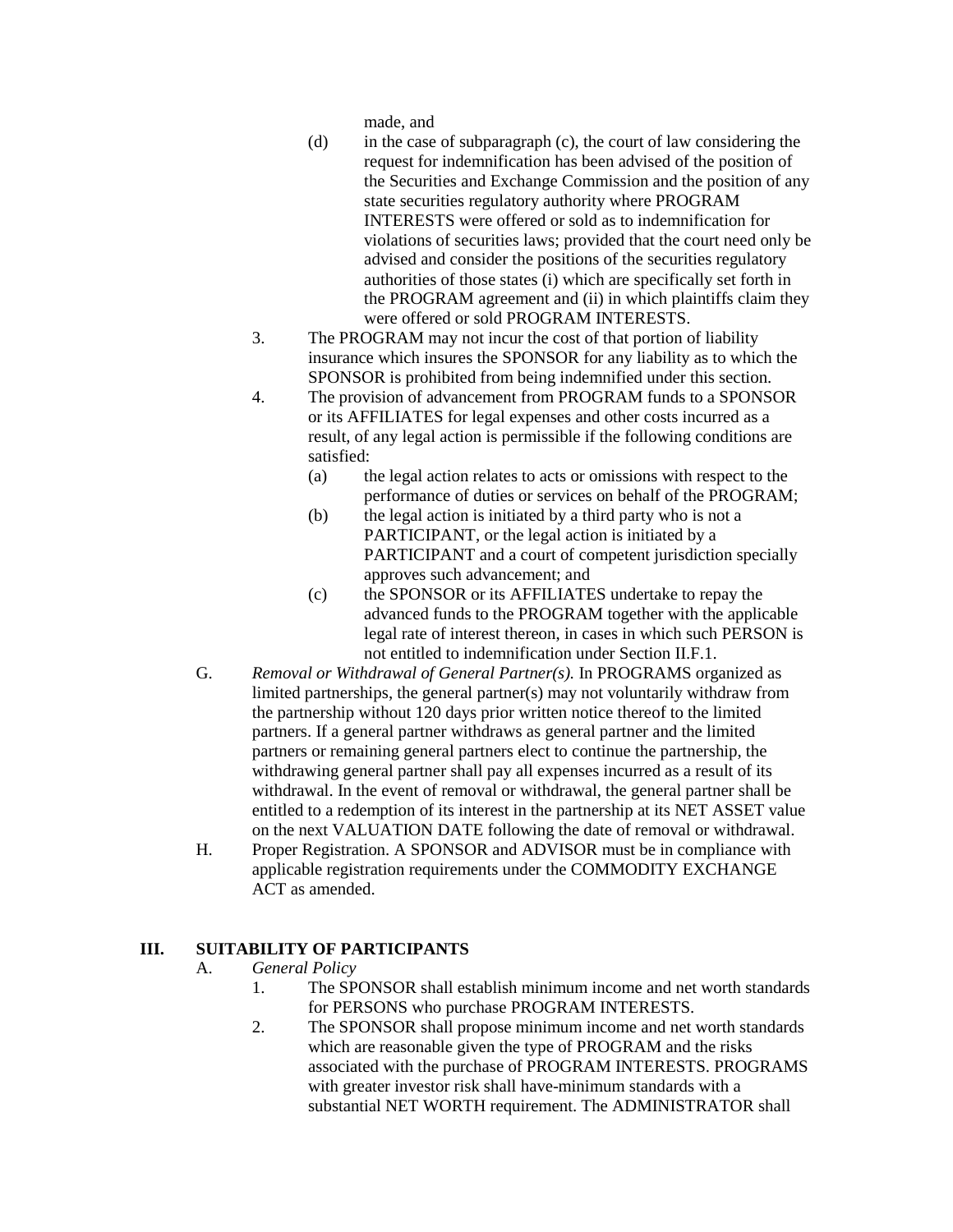made, and

(d) in the case of subparagraph (c), the court of law considering the request for indemnification has been advised of the position of the Securities and Exchange Commission and the position of any state securities regulatory authority where PROGRAM INTERESTS were offered or sold as to indemnification for violations of securities laws; provided that the court need only be advised and consider the positions of the securities regulatory authorities of those states (i) which are specifically set forth in the PROGRAM agreement and (ii) in which plaintiffs claim they were offered or sold PROGRAM INTERESTS.

3. The PROGRAM may not incur the cost of that portion of liability insurance which insures the SPONSOR for any liability as to which the SPONSOR is prohibited from being indemnified under this section.

4. The provision of advancement from PROGRAM funds to a SPONSOR or its AFFILIATES for legal expenses and other costs incurred as a result, of any legal action is permissible if the following conditions are satisfied:
   (a) the legal action relates to acts or omissions with respect to the performance of duties or services on behalf of the PROGRAM;
   (b) the legal action is initiated by a third party who is not a PARTICIPANT, or the legal action is initiated by a PARTICIPANT and a court of competent jurisdiction specially approves such advancement; and
   (c) the SPONSOR or its AFFILIATES undertake to repay the advanced funds to the PROGRAM together with the applicable legal rate of interest thereon, in cases in which such PERSON is not entitled to indemnification under Section II.F.1.

G. *Removal or Withdrawal of General Partner(s).* In PROGRAMS organized as limited partnerships, the general partner(s) may not voluntarily withdraw from the partnership without 120 days prior written notice thereof to the limited partners. If a general partner withdraws as general partner and the limited partners or remaining general partners elect to continue the partnership, the withdrawing general partner shall pay all expenses incurred as a result of its withdrawal. In the event of removal or withdrawal, the general partner shall be entitled to a redemption of its interest in the partnership at its NET ASSET value on the next VALUATION DATE following the date of removal or withdrawal.

H. Proper Registration. A SPONSOR and ADVISOR must be in compliance with applicable registration requirements under the COMMODITY EXCHANGE ACT as amended.

## III. SUITABILITY OF PARTICIPANTS

A. *General Policy*

1. The SPONSOR shall establish minimum income and net worth standards for PERSONS who purchase PROGRAM INTERESTS.
2. The SPONSOR shall propose minimum income and net worth standards which are reasonable given the type of PROGRAM and the risks associated with the purchase of PROGRAM INTERESTS. PROGRAMS with greater investor risk shall have-minimum standards with a substantial NET WORTH requirement. The ADMINISTRATOR shall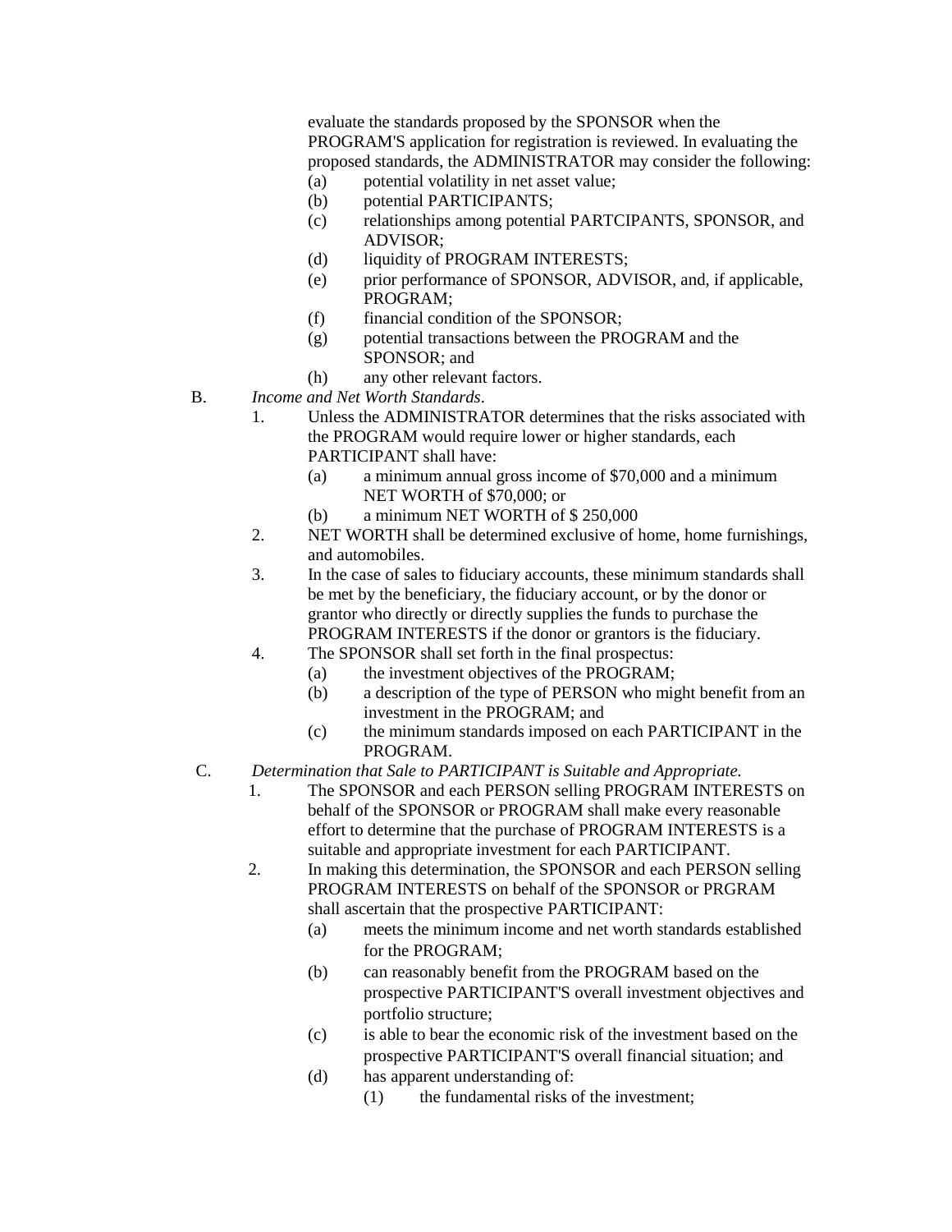evaluate the standards proposed by the SPONSOR when the PROGRAM'S application for registration is reviewed. In evaluating the proposed standards, the ADMINISTRATOR may consider the following:

(a) potential volatility in net asset value;
(b) potential PARTICIPANTS;
(c) relationships among potential PARTCIPANTS, SPONSOR, and ADVISOR;
(d) liquidity of PROGRAM INTERESTS;
(e) prior performance of SPONSOR, ADVISOR, and, if applicable, PROGRAM;
(f) financial condition of the SPONSOR;
(g) potential transactions between the PROGRAM and the SPONSOR; and
(h) any other relevant factors.

B. *Income and Net Worth Standards*.

1. Unless the ADMINISTRATOR determines that the risks associated with the PROGRAM would require lower or higher standards, each PARTICIPANT shall have:
   (a) a minimum annual gross income of $70,000 and a minimum NET WORTH of $70,000; or
   (b) a minimum NET WORTH of $ 250,000
2. NET WORTH shall be determined exclusive of home, home furnishings, and automobiles.
3. In the case of sales to fiduciary accounts, these minimum standards shall be met by the beneficiary, the fiduciary account, or by the donor or grantor who directly or directly supplies the funds to purchase the PROGRAM INTERESTS if the donor or grantors is the fiduciary.
4. The SPONSOR shall set forth in the final prospectus:
   (a) the investment objectives of the PROGRAM;
   (b) a description of the type of PERSON who might benefit from an investment in the PROGRAM; and
   (c) the minimum standards imposed on each PARTICIPANT in the PROGRAM.

C. *Determination that Sale to PARTICIPANT is Suitable and Appropriate.*

1. The SPONSOR and each PERSON selling PROGRAM INTERESTS on behalf of the SPONSOR or PROGRAM shall make every reasonable effort to determine that the purchase of PROGRAM INTERESTS is a suitable and appropriate investment for each PARTICIPANT.
2. In making this determination, the SPONSOR and each PERSON selling PROGRAM INTERESTS on behalf of the SPONSOR or PRGRAM shall ascertain that the prospective PARTICIPANT:
   (a) meets the minimum income and net worth standards established for the PROGRAM;
   (b) can reasonably benefit from the PROGRAM based on the prospective PARTICIPANT'S overall investment objectives and portfolio structure;
   (c) is able to bear the economic risk of the investment based on the prospective PARTICIPANT'S overall financial situation; and
   (d) has apparent understanding of:
      (1) the fundamental risks of the investment;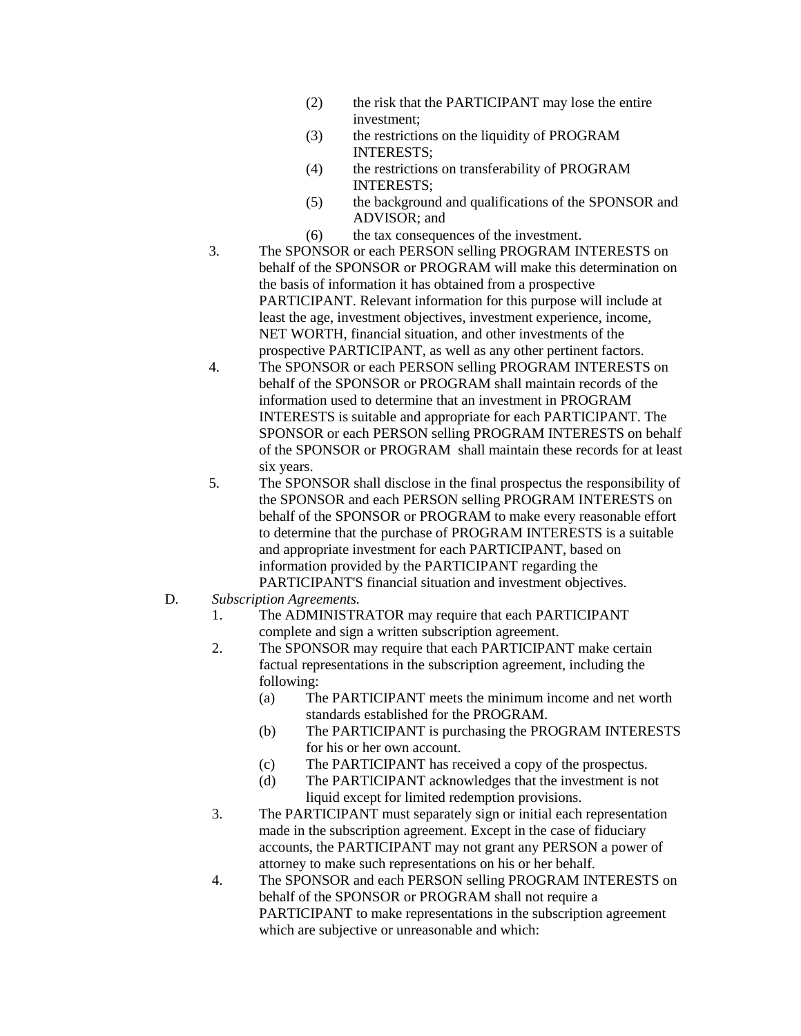(2) the risk that the PARTICIPANT may lose the entire investment;

(3) the restrictions on the liquidity of PROGRAM INTERESTS;

(4) the restrictions on transferability of PROGRAM INTERESTS;

(5) the background and qualifications of the SPONSOR and ADVISOR; and

(6) the tax consequences of the investment.

3. The SPONSOR or each PERSON selling PROGRAM INTERESTS on behalf of the SPONSOR or PROGRAM will make this determination on the basis of information it has obtained from a prospective PARTICIPANT. Relevant information for this purpose will include at least the age, investment objectives, investment experience, income, NET WORTH, financial situation, and other investments of the prospective PARTICIPANT, as well as any other pertinent factors.

4. The SPONSOR or each PERSON selling PROGRAM INTERESTS on behalf of the SPONSOR or PROGRAM shall maintain records of the information used to determine that an investment in PROGRAM INTERESTS is suitable and appropriate for each PARTICIPANT. The SPONSOR or each PERSON selling PROGRAM INTERESTS on behalf of the SPONSOR or PROGRAM shall maintain these records for at least six years.

5. The SPONSOR shall disclose in the final prospectus the responsibility of the SPONSOR and each PERSON selling PROGRAM INTERESTS on behalf of the SPONSOR or PROGRAM to make every reasonable effort to determine that the purchase of PROGRAM INTERESTS is a suitable and appropriate investment for each PARTICIPANT, based on information provided by the PARTICIPANT regarding the PARTICIPANT'S financial situation and investment objectives.

D. *Subscription Agreements.*

1. The ADMINISTRATOR may require that each PARTICIPANT complete and sign a written subscription agreement.

2. The SPONSOR may require that each PARTICIPANT make certain factual representations in the subscription agreement, including the following:

   (a) The PARTICIPANT meets the minimum income and net worth standards established for the PROGRAM.

   (b) The PARTICIPANT is purchasing the PROGRAM INTERESTS for his or her own account.

   (c) The PARTICIPANT has received a copy of the prospectus.

   (d) The PARTICIPANT acknowledges that the investment is not liquid except for limited redemption provisions.

3. The PARTICIPANT must separately sign or initial each representation made in the subscription agreement. Except in the case of fiduciary accounts, the PARTICIPANT may not grant any PERSON a power of attorney to make such representations on his or her behalf.

4. The SPONSOR and each PERSON selling PROGRAM INTERESTS on behalf of the SPONSOR or PROGRAM shall not require a PARTICIPANT to make representations in the subscription agreement which are subjective or unreasonable and which: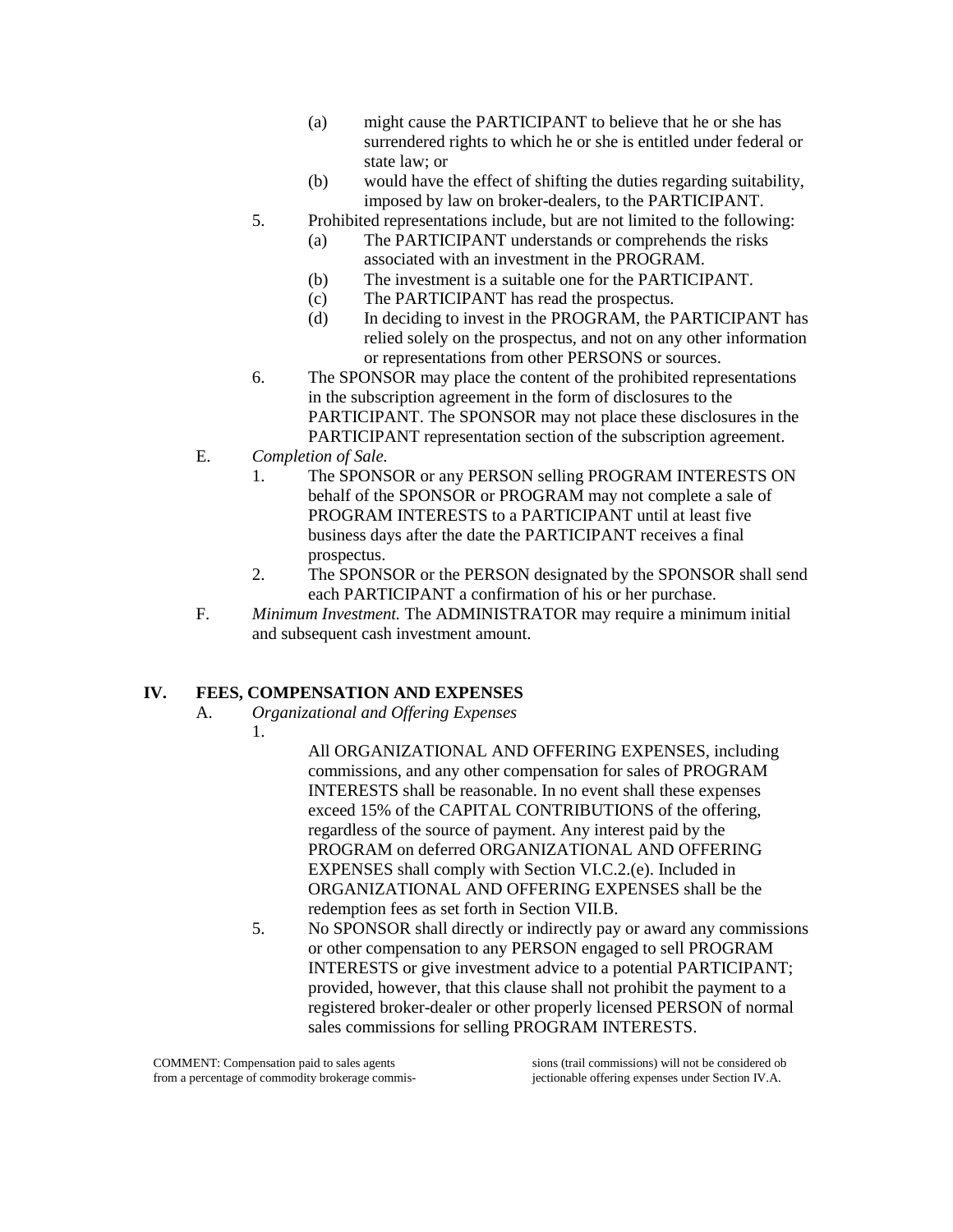(a) might cause the PARTICIPANT to believe that he or she has surrendered rights to which he or she is entitled under federal or state law; or

(b) would have the effect of shifting the duties regarding suitability, imposed by law on broker-dealers, to the PARTICIPANT.

5. Prohibited representations include, but are not limited to the following:

   (a) The PARTICIPANT understands or comprehends the risks associated with an investment in the PROGRAM.

   (b) The investment is a suitable one for the PARTICIPANT.

   (c) The PARTICIPANT has read the prospectus.

   (d) In deciding to invest in the PROGRAM, the PARTICIPANT has relied solely on the prospectus, and not on any other information or representations from other PERSONS or sources.

6. The SPONSOR may place the content of the prohibited representations in the subscription agreement in the form of disclosures to the PARTICIPANT. The SPONSOR may not place these disclosures in the PARTICIPANT representation section of the subscription agreement.

E. *Completion of Sale.*

1. The SPONSOR or any PERSON selling PROGRAM INTERESTS ON behalf of the SPONSOR or PROGRAM may not complete a sale of PROGRAM INTERESTS to a PARTICIPANT until at least five business days after the date the PARTICIPANT receives a final prospectus.

2. The SPONSOR or the PERSON designated by the SPONSOR shall send each PARTICIPANT a confirmation of his or her purchase.

F. *Minimum Investment.* The ADMINISTRATOR may require a minimum initial and subsequent cash investment amount.

## IV. FEES, COMPENSATION AND EXPENSES

A. *Organizational and Offering Expenses*

1. All ORGANIZATIONAL AND OFFERING EXPENSES, including commissions, and any other compensation for sales of PROGRAM INTERESTS shall be reasonable. In no event shall these expenses exceed 15% of the CAPITAL CONTRIBUTIONS of the offering, regardless of the source of payment. Any interest paid by the PROGRAM on deferred ORGANIZATIONAL AND OFFERING EXPENSES shall comply with Section VI.C.2.(e). Included in ORGANIZATIONAL AND OFFERING EXPENSES shall be the redemption fees as set forth in Section VII.B.

5. No SPONSOR shall directly or indirectly pay or award any commissions or other compensation to any PERSON engaged to sell PROGRAM INTERESTS or give investment advice to a potential PARTICIPANT; provided, however, that this clause shall not prohibit the payment to a registered broker-dealer or other properly licensed PERSON of normal sales commissions for selling PROGRAM INTERESTS.

COMMENT: Compensation paid to sales agents from a percentage of commodity brokerage commissions (trail commissions) will not be considered objectionable offering expenses under Section IV.A.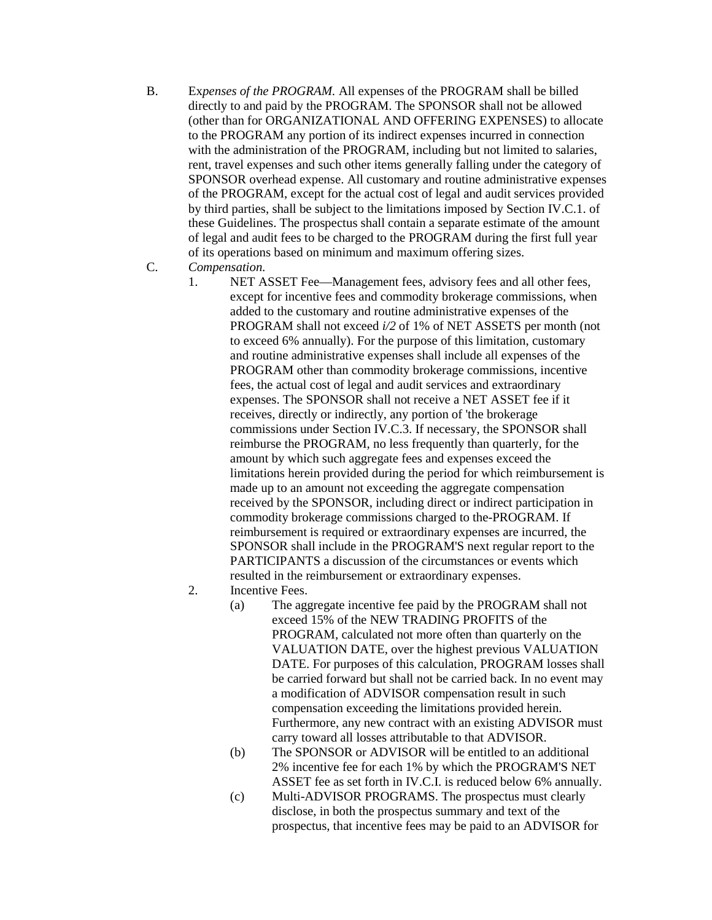B. E*xpenses of the PROGRAM.* All expenses of the PROGRAM shall be billed directly to and paid by the PROGRAM. The SPONSOR shall not be allowed (other than for ORGANIZATIONAL AND OFFERING EXPENSES) to allocate to the PROGRAM any portion of its indirect expenses incurred in connection with the administration of the PROGRAM, including but not limited to salaries, rent, travel expenses and such other items generally falling under the category of SPONSOR overhead expense. All customary and routine administrative expenses of the PROGRAM, except for the actual cost of legal and audit services provided by third parties, shall be subject to the limitations imposed by Section IV.C.1. of these Guidelines. The prospectus shall contain a separate estimate of the amount of legal and audit fees to be charged to the PROGRAM during the first full year of its operations based on minimum and maximum offering sizes.

C. *Compensation.*

1. NET ASSET Fee—Management fees, advisory fees and all other fees, except for incentive fees and commodity brokerage commissions, when added to the customary and routine administrative expenses of the PROGRAM shall not exceed *i/2* of 1% of NET ASSETS per month (not to exceed 6% annually). For the purpose of this limitation, customary and routine administrative expenses shall include all expenses of the PROGRAM other than commodity brokerage commissions, incentive fees, the actual cost of legal and audit services and extraordinary expenses. The SPONSOR shall not receive a NET ASSET fee if it receives, directly or indirectly, any portion of 'the brokerage commissions under Section IV.C.3. If necessary, the SPONSOR shall reimburse the PROGRAM, no less frequently than quarterly, for the amount by which such aggregate fees and expenses exceed the limitations herein provided during the period for which reimbursement is made up to an amount not exceeding the aggregate compensation received by the SPONSOR, including direct or indirect participation in commodity brokerage commissions charged to the-PROGRAM. If reimbursement is required or extraordinary expenses are incurred, the SPONSOR shall include in the PROGRAM'S next regular report to the PARTICIPANTS a discussion of the circumstances or events which resulted in the reimbursement or extraordinary expenses.

2. Incentive Fees.

   (a) The aggregate incentive fee paid by the PROGRAM shall not exceed 15% of the NEW TRADING PROFITS of the PROGRAM, calculated not more often than quarterly on the VALUATION DATE, over the highest previous VALUATION DATE. For purposes of this calculation, PROGRAM losses shall be carried forward but shall not be carried back. In no event may a modification of ADVISOR compensation result in such compensation exceeding the limitations provided herein. Furthermore, any new contract with an existing ADVISOR must carry toward all losses attributable to that ADVISOR.

   (b) The SPONSOR or ADVISOR will be entitled to an additional 2% incentive fee for each 1% by which the PROGRAM'S NET ASSET fee as set forth in IV.C.I. is reduced below 6% annually.

   (c) Multi-ADVISOR PROGRAMS. The prospectus must clearly disclose, in both the prospectus summary and text of the prospectus, that incentive fees may be paid to an ADVISOR for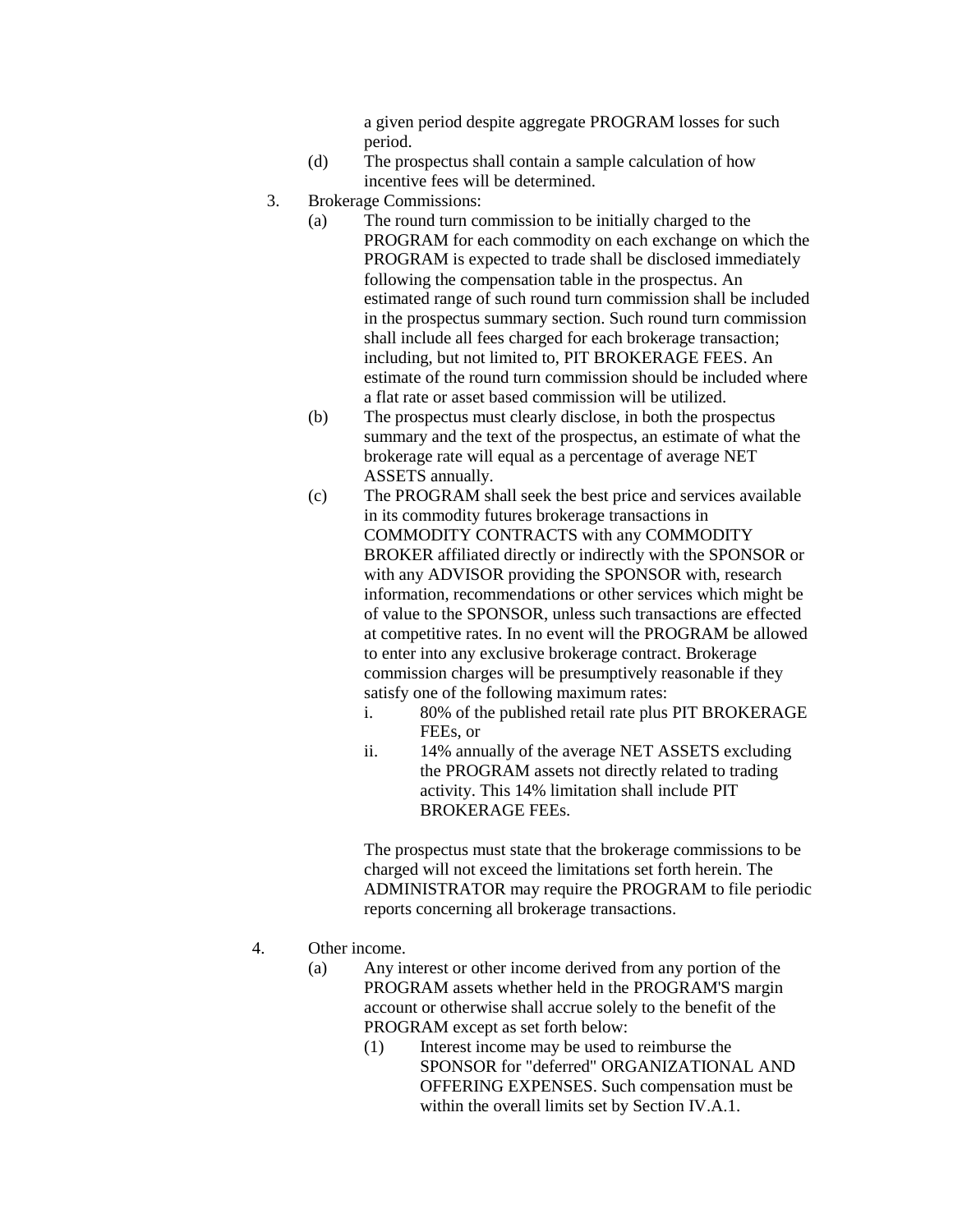a given period despite aggregate PROGRAM losses for such period.

(d) The prospectus shall contain a sample calculation of how incentive fees will be determined.

3. Brokerage Commissions:

(a) The round turn commission to be initially charged to the PROGRAM for each commodity on each exchange on which the PROGRAM is expected to trade shall be disclosed immediately following the compensation table in the prospectus. An estimated range of such round turn commission shall be included in the prospectus summary section. Such round turn commission shall include all fees charged for each brokerage transaction; including, but not limited to, PIT BROKERAGE FEES. An estimate of the round turn commission should be included where a flat rate or asset based commission will be utilized.

(b) The prospectus must clearly disclose, in both the prospectus summary and the text of the prospectus, an estimate of what the brokerage rate will equal as a percentage of average NET ASSETS annually.

(c) The PROGRAM shall seek the best price and services available in its commodity futures brokerage transactions in COMMODITY CONTRACTS with any COMMODITY BROKER affiliated directly or indirectly with the SPONSOR or with any ADVISOR providing the SPONSOR with, research information, recommendations or other services which might be of value to the SPONSOR, unless such transactions are effected at competitive rates. In no event will the PROGRAM be allowed to enter into any exclusive brokerage contract. Brokerage commission charges will be presumptively reasonable if they satisfy one of the following maximum rates:

i. 80% of the published retail rate plus PIT BROKERAGE FEEs, or

ii. 14% annually of the average NET ASSETS excluding the PROGRAM assets not directly related to trading activity. This 14% limitation shall include PIT BROKERAGE FEEs.

The prospectus must state that the brokerage commissions to be charged will not exceed the limitations set forth herein. The ADMINISTRATOR may require the PROGRAM to file periodic reports concerning all brokerage transactions.

4. Other income.

(a) Any interest or other income derived from any portion of the PROGRAM assets whether held in the PROGRAM'S margin account or otherwise shall accrue solely to the benefit of the PROGRAM except as set forth below:

(1) Interest income may be used to reimburse the SPONSOR for "deferred" ORGANIZATIONAL AND OFFERING EXPENSES. Such compensation must be within the overall limits set by Section IV.A.1.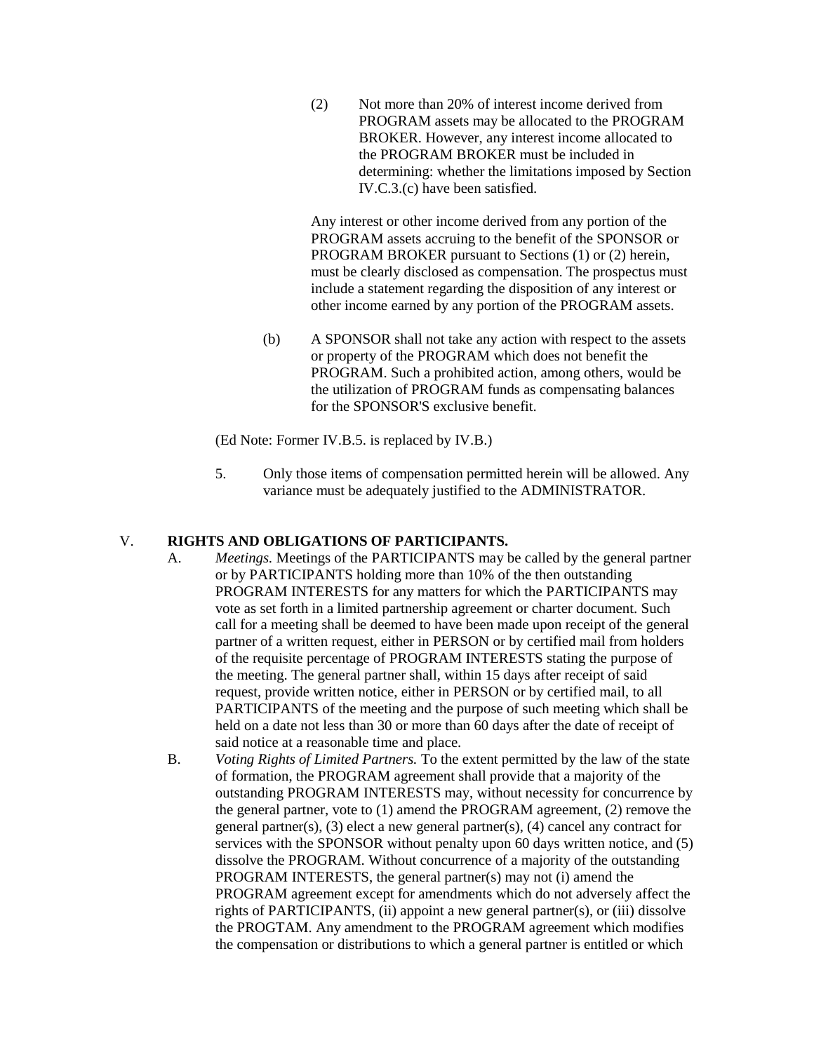(2) Not more than 20% of interest income derived from PROGRAM assets may be allocated to the PROGRAM BROKER. However, any interest income allocated to the PROGRAM BROKER must be included in determining: whether the limitations imposed by Section IV.C.3.(c) have been satisfied.

Any interest or other income derived from any portion of the PROGRAM assets accruing to the benefit of the SPONSOR or PROGRAM BROKER pursuant to Sections (1) or (2) herein, must be clearly disclosed as compensation. The prospectus must include a statement regarding the disposition of any interest or other income earned by any portion of the PROGRAM assets.

(b) A SPONSOR shall not take any action with respect to the assets or property of the PROGRAM which does not benefit the PROGRAM. Such a prohibited action, among others, would be the utilization of PROGRAM funds as compensating balances for the SPONSOR'S exclusive benefit.

(Ed Note: Former IV.B.5. is replaced by IV.B.)

5. Only those items of compensation permitted herein will be allowed. Any variance must be adequately justified to the ADMINISTRATOR.

## V. RIGHTS AND OBLIGATIONS OF PARTICIPANTS.

A. *Meetings.* Meetings of the PARTICIPANTS may be called by the general partner or by PARTICIPANTS holding more than 10% of the then outstanding PROGRAM INTERESTS for any matters for which the PARTICIPANTS may vote as set forth in a limited partnership agreement or charter document. Such call for a meeting shall be deemed to have been made upon receipt of the general partner of a written request, either in PERSON or by certified mail from holders of the requisite percentage of PROGRAM INTERESTS stating the purpose of the meeting. The general partner shall, within 15 days after receipt of said request, provide written notice, either in PERSON or by certified mail, to all PARTICIPANTS of the meeting and the purpose of such meeting which shall be held on a date not less than 30 or more than 60 days after the date of receipt of said notice at a reasonable time and place.

B. *Voting Rights of Limited Partners.* To the extent permitted by the law of the state of formation, the PROGRAM agreement shall provide that a majority of the outstanding PROGRAM INTERESTS may, without necessity for concurrence by the general partner, vote to (1) amend the PROGRAM agreement, (2) remove the general partner(s), (3) elect a new general partner(s), (4) cancel any contract for services with the SPONSOR without penalty upon 60 days written notice, and (5) dissolve the PROGRAM. Without concurrence of a majority of the outstanding PROGRAM INTERESTS, the general partner(s) may not (i) amend the PROGRAM agreement except for amendments which do not adversely affect the rights of PARTICIPANTS, (ii) appoint a new general partner(s), or (iii) dissolve the PROGTAM. Any amendment to the PROGRAM agreement which modifies the compensation or distributions to which a general partner is entitled or which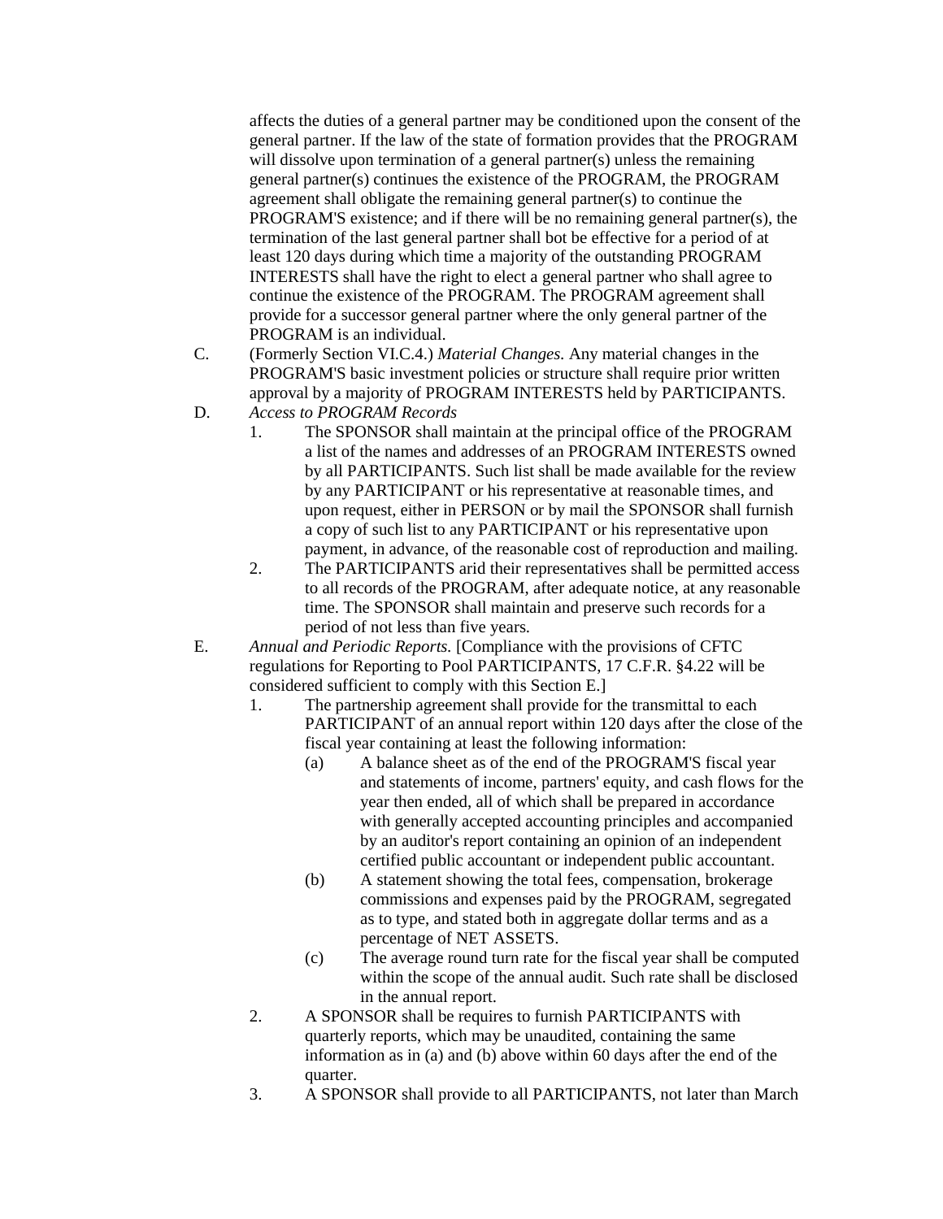affects the duties of a general partner may be conditioned upon the consent of the general partner. If the law of the state of formation provides that the PROGRAM will dissolve upon termination of a general partner(s) unless the remaining general partner(s) continues the existence of the PROGRAM, the PROGRAM agreement shall obligate the remaining general partner(s) to continue the PROGRAM'S existence; and if there will be no remaining general partner(s), the termination of the last general partner shall bot be effective for a period of at least 120 days during which time a majority of the outstanding PROGRAM INTERESTS shall have the right to elect a general partner who shall agree to continue the existence of the PROGRAM. The PROGRAM agreement shall provide for a successor general partner where the only general partner of the PROGRAM is an individual.

C. (Formerly Section VI.C.4.) *Material Changes.* Any material changes in the PROGRAM'S basic investment policies or structure shall require prior written approval by a majority of PROGRAM INTERESTS held by PARTICIPANTS.

D. *Access to PROGRAM Records*

1. The SPONSOR shall maintain at the principal office of the PROGRAM a list of the names and addresses of an PROGRAM INTERESTS owned by all PARTICIPANTS. Such list shall be made available for the review by any PARTICIPANT or his representative at reasonable times, and upon request, either in PERSON or by mail the SPONSOR shall furnish a copy of such list to any PARTICIPANT or his representative upon payment, in advance, of the reasonable cost of reproduction and mailing.
2. The PARTICIPANTS arid their representatives shall be permitted access to all records of the PROGRAM, after adequate notice, at any reasonable time. The SPONSOR shall maintain and preserve such records for a period of not less than five years.

E. *Annual and Periodic Reports.* [Compliance with the provisions of CFTC regulations for Reporting to Pool PARTICIPANTS, 17 C.F.R. §4.22 will be considered sufficient to comply with this Section E.]

1. The partnership agreement shall provide for the transmittal to each PARTICIPANT of an annual report within 120 days after the close of the fiscal year containing at least the following information:
   (a) A balance sheet as of the end of the PROGRAM'S fiscal year and statements of income, partners' equity, and cash flows for the year then ended, all of which shall be prepared in accordance with generally accepted accounting principles and accompanied by an auditor's report containing an opinion of an independent certified public accountant or independent public accountant.
   (b) A statement showing the total fees, compensation, brokerage commissions and expenses paid by the PROGRAM, segregated as to type, and stated both in aggregate dollar terms and as a percentage of NET ASSETS.
   (c) The average round turn rate for the fiscal year shall be computed within the scope of the annual audit. Such rate shall be disclosed in the annual report.
2. A SPONSOR shall be requires to furnish PARTICIPANTS with quarterly reports, which may be unaudited, containing the same information as in (a) and (b) above within 60 days after the end of the quarter.
3. A SPONSOR shall provide to all PARTICIPANTS, not later than March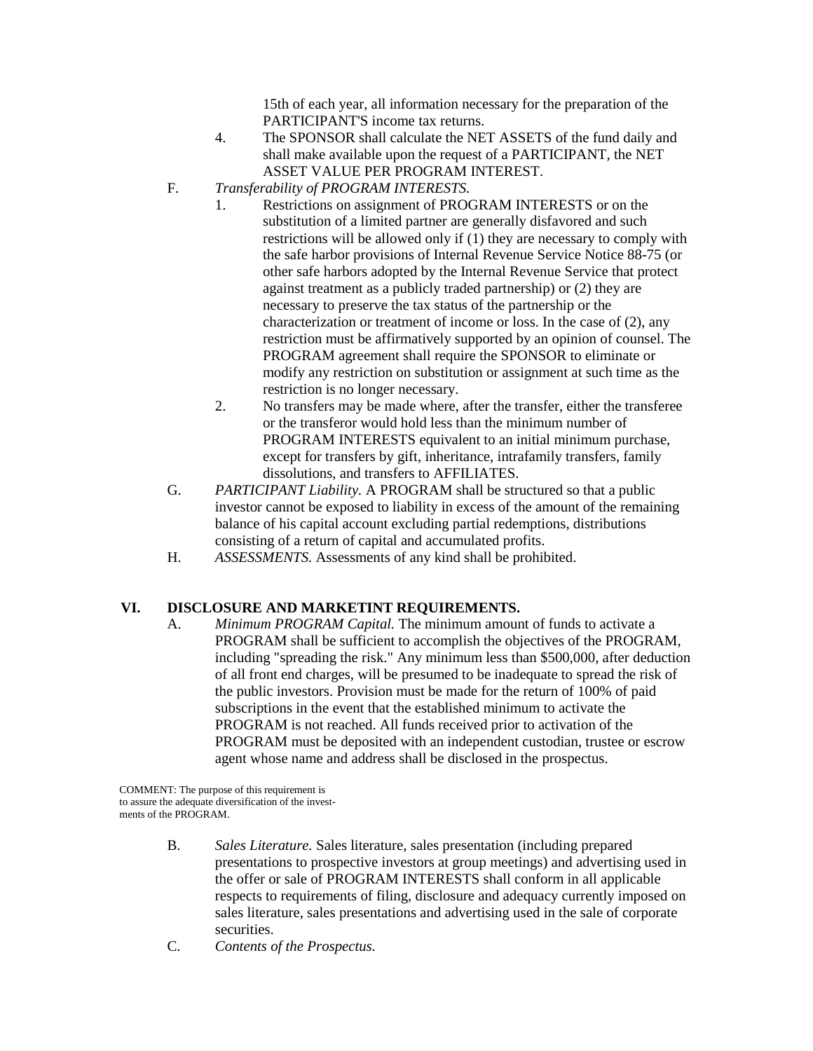15th of each year, all information necessary for the preparation of the PARTICIPANT'S income tax returns.

4. The SPONSOR shall calculate the NET ASSETS of the fund daily and shall make available upon the request of a PARTICIPANT, the NET ASSET VALUE PER PROGRAM INTEREST.

F. *Transferability of PROGRAM INTERESTS.*

1. Restrictions on assignment of PROGRAM INTERESTS or on the substitution of a limited partner are generally disfavored and such restrictions will be allowed only if (1) they are necessary to comply with the safe harbor provisions of Internal Revenue Service Notice 88-75 (or other safe harbors adopted by the Internal Revenue Service that protect against treatment as a publicly traded partnership) or (2) they are necessary to preserve the tax status of the partnership or the characterization or treatment of income or loss. In the case of (2), any restriction must be affirmatively supported by an opinion of counsel. The PROGRAM agreement shall require the SPONSOR to eliminate or modify any restriction on substitution or assignment at such time as the restriction is no longer necessary.
2. No transfers may be made where, after the transfer, either the transferee or the transferor would hold less than the minimum number of PROGRAM INTERESTS equivalent to an initial minimum purchase, except for transfers by gift, inheritance, intrafamily transfers, family dissolutions, and transfers to AFFILIATES.

G. *PARTICIPANT Liability.* A PROGRAM shall be structured so that a public investor cannot be exposed to liability in excess of the amount of the remaining balance of his capital account excluding partial redemptions, distributions consisting of a return of capital and accumulated profits.

H. *ASSESSMENTS.* Assessments of any kind shall be prohibited.

## VI. DISCLOSURE AND MARKETINT REQUIREMENTS.

A. *Minimum PROGRAM Capital.* The minimum amount of funds to activate a PROGRAM shall be sufficient to accomplish the objectives of the PROGRAM, including "spreading the risk." Any minimum less than $500,000, after deduction of all front end charges, will be presumed to be inadequate to spread the risk of the public investors. Provision must be made for the return of 100% of paid subscriptions in the event that the established minimum to activate the PROGRAM is not reached. All funds received prior to activation of the PROGRAM must be deposited with an independent custodian, trustee or escrow agent whose name and address shall be disclosed in the prospectus.

COMMENT: The purpose of this requirement is to assure the adequate diversification of the investments of the PROGRAM.

B. *Sales Literature.* Sales literature, sales presentation (including prepared presentations to prospective investors at group meetings) and advertising used in the offer or sale of PROGRAM INTERESTS shall conform in all applicable respects to requirements of filing, disclosure and adequacy currently imposed on sales literature, sales presentations and advertising used in the sale of corporate securities.

C. *Contents of the Prospectus.*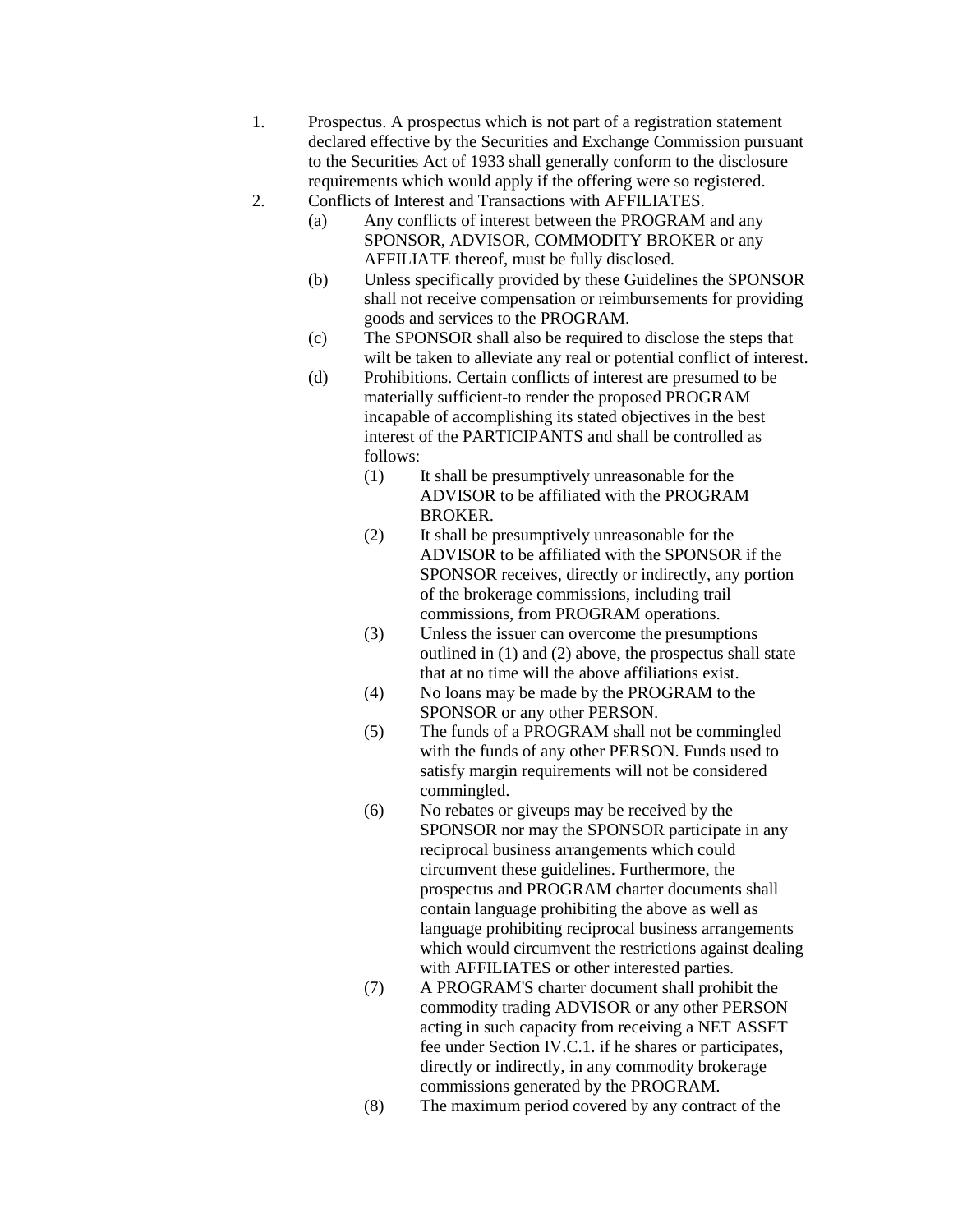1. Prospectus. A prospectus which is not part of a registration statement declared effective by the Securities and Exchange Commission pursuant to the Securities Act of 1933 shall generally conform to the disclosure requirements which would apply if the offering were so registered.
2. Conflicts of Interest and Transactions with AFFILIATES.
   - (a) Any conflicts of interest between the PROGRAM and any SPONSOR, ADVISOR, COMMODITY BROKER or any AFFILIATE thereof, must be fully disclosed.
   - (b) Unless specifically provided by these Guidelines the SPONSOR shall not receive compensation or reimbursements for providing goods and services to the PROGRAM.
   - (c) The SPONSOR shall also be required to disclose the steps that wilt be taken to alleviate any real or potential conflict of interest.
   - (d) Prohibitions. Certain conflicts of interest are presumed to be materially sufficient-to render the proposed PROGRAM incapable of accomplishing its stated objectives in the best interest of the PARTICIPANTS and shall be controlled as follows:
     - (1) It shall be presumptively unreasonable for the ADVISOR to be affiliated with the PROGRAM BROKER.
     - (2) It shall be presumptively unreasonable for the ADVISOR to be affiliated with the SPONSOR if the SPONSOR receives, directly or indirectly, any portion of the brokerage commissions, including trail commissions, from PROGRAM operations.
     - (3) Unless the issuer can overcome the presumptions outlined in (1) and (2) above, the prospectus shall state that at no time will the above affiliations exist.
     - (4) No loans may be made by the PROGRAM to the SPONSOR or any other PERSON.
     - (5) The funds of a PROGRAM shall not be commingled with the funds of any other PERSON. Funds used to satisfy margin requirements will not be considered commingled.
     - (6) No rebates or giveups may be received by the SPONSOR nor may the SPONSOR participate in any reciprocal business arrangements which could circumvent these guidelines. Furthermore, the prospectus and PROGRAM charter documents shall contain language prohibiting the above as well as language prohibiting reciprocal business arrangements which would circumvent the restrictions against dealing with AFFILIATES or other interested parties.
     - (7) A PROGRAM'S charter document shall prohibit the commodity trading ADVISOR or any other PERSON acting in such capacity from receiving a NET ASSET fee under Section IV.C.1. if he shares or participates, directly or indirectly, in any commodity brokerage commissions generated by the PROGRAM.
     - (8) The maximum period covered by any contract of the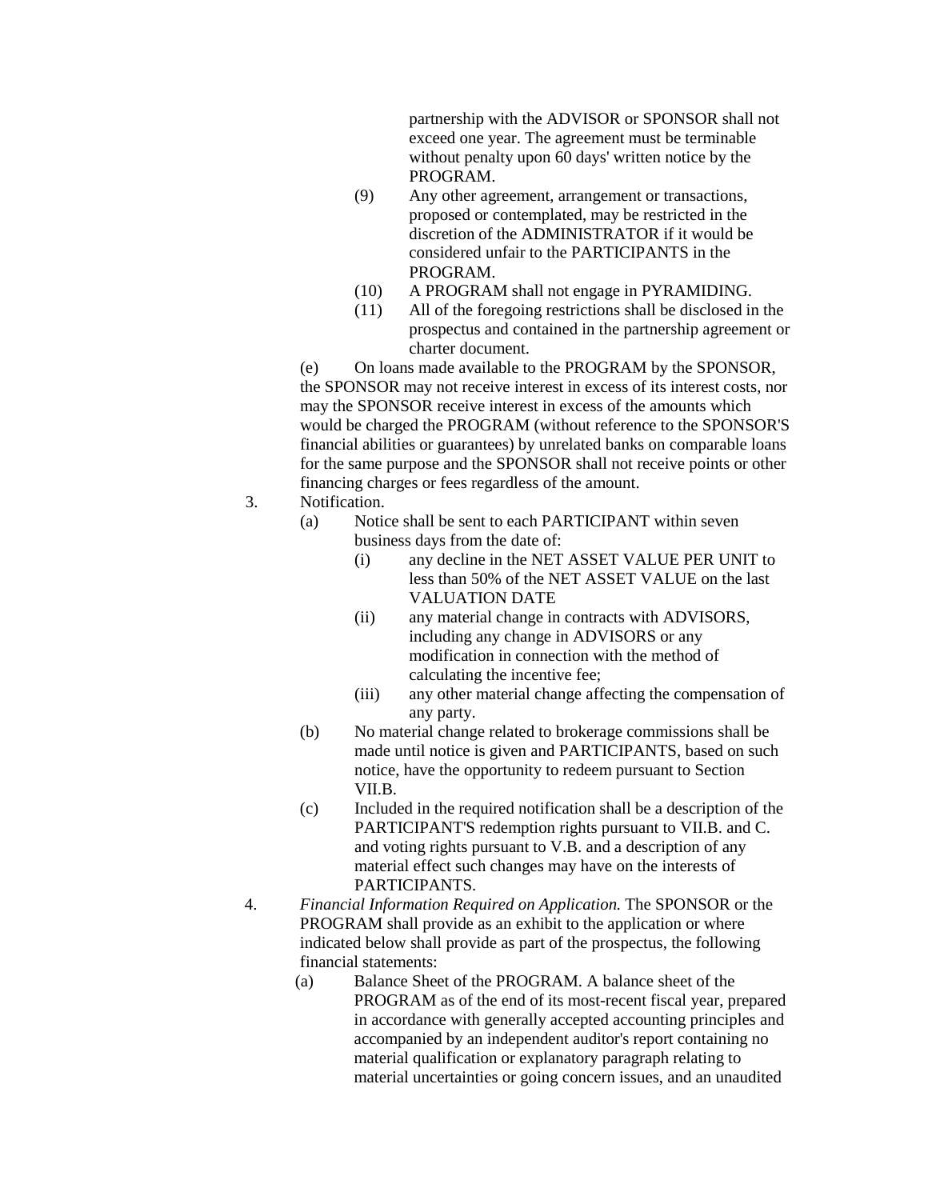partnership with the ADVISOR or SPONSOR shall not exceed one year. The agreement must be terminable without penalty upon 60 days' written notice by the PROGRAM.

(9) Any other agreement, arrangement or transactions, proposed or contemplated, may be restricted in the discretion of the ADMINISTRATOR if it would be considered unfair to the PARTICIPANTS in the PROGRAM.

(10) A PROGRAM shall not engage in PYRAMIDING.

(11) All of the foregoing restrictions shall be disclosed in the prospectus and contained in the partnership agreement or charter document.

(e) On loans made available to the PROGRAM by the SPONSOR, the SPONSOR may not receive interest in excess of its interest costs, nor may the SPONSOR receive interest in excess of the amounts which would be charged the PROGRAM (without reference to the SPONSOR'S financial abilities or guarantees) by unrelated banks on comparable loans for the same purpose and the SPONSOR shall not receive points or other financing charges or fees regardless of the amount.

3. Notification.

(a) Notice shall be sent to each PARTICIPANT within seven business days from the date of:

(i) any decline in the NET ASSET VALUE PER UNIT to less than 50% of the NET ASSET VALUE on the last VALUATION DATE

(ii) any material change in contracts with ADVISORS, including any change in ADVISORS or any modification in connection with the method of calculating the incentive fee;

(iii) any other material change affecting the compensation of any party.

(b) No material change related to brokerage commissions shall be made until notice is given and PARTICIPANTS, based on such notice, have the opportunity to redeem pursuant to Section VII.B.

(c) Included in the required notification shall be a description of the PARTICIPANT'S redemption rights pursuant to VII.B. and C. and voting rights pursuant to V.B. and a description of any material effect such changes may have on the interests of PARTICIPANTS.

4. *Financial Information Required on Application.* The SPONSOR or the PROGRAM shall provide as an exhibit to the application or where indicated below shall provide as part of the prospectus, the following financial statements:

(a) Balance Sheet of the PROGRAM. A balance sheet of the PROGRAM as of the end of its most-recent fiscal year, prepared in accordance with generally accepted accounting principles and accompanied by an independent auditor's report containing no material qualification or explanatory paragraph relating to material uncertainties or going concern issues, and an unaudited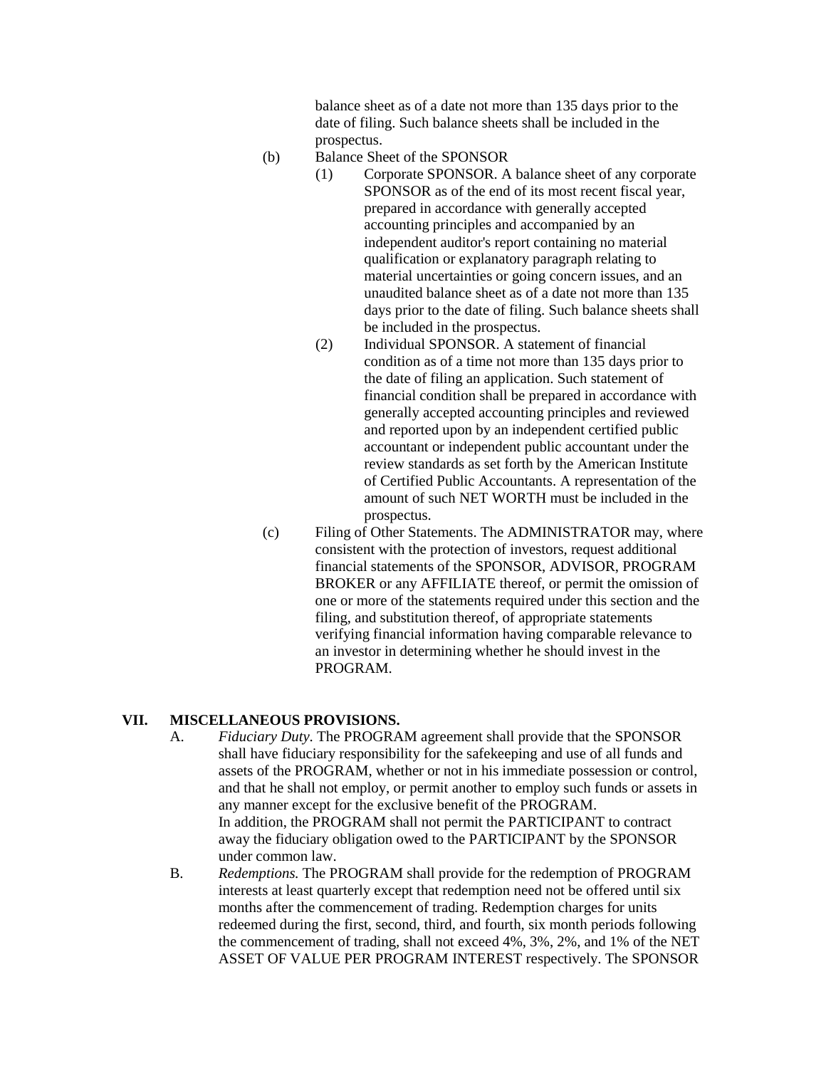balance sheet as of a date not more than 135 days prior to the date of filing. Such balance sheets shall be included in the prospectus.

(b) Balance Sheet of the SPONSOR

(1) Corporate SPONSOR. A balance sheet of any corporate SPONSOR as of the end of its most recent fiscal year, prepared in accordance with generally accepted accounting principles and accompanied by an independent auditor's report containing no material qualification or explanatory paragraph relating to material uncertainties or going concern issues, and an unaudited balance sheet as of a date not more than 135 days prior to the date of filing. Such balance sheets shall be included in the prospectus.

(2) Individual SPONSOR. A statement of financial condition as of a time not more than 135 days prior to the date of filing an application. Such statement of financial condition shall be prepared in accordance with generally accepted accounting principles and reviewed and reported upon by an independent certified public accountant or independent public accountant under the review standards as set forth by the American Institute of Certified Public Accountants. A representation of the amount of such NET WORTH must be included in the prospectus.

(c) Filing of Other Statements. The ADMINISTRATOR may, where consistent with the protection of investors, request additional financial statements of the SPONSOR, ADVISOR, PROGRAM BROKER or any AFFILIATE thereof, or permit the omission of one or more of the statements required under this section and the filing, and substitution thereof, of appropriate statements verifying financial information having comparable relevance to an investor in determining whether he should invest in the PROGRAM.

## VII. MISCELLANEOUS PROVISIONS.

A. *Fiduciary Duty.* The PROGRAM agreement shall provide that the SPONSOR shall have fiduciary responsibility for the safekeeping and use of all funds and assets of the PROGRAM, whether or not in his immediate possession or control, and that he shall not employ, or permit another to employ such funds or assets in any manner except for the exclusive benefit of the PROGRAM.
In addition, the PROGRAM shall not permit the PARTICIPANT to contract away the fiduciary obligation owed to the PARTICIPANT by the SPONSOR under common law.

B. *Redemptions.* The PROGRAM shall provide for the redemption of PROGRAM interests at least quarterly except that redemption need not be offered until six months after the commencement of trading. Redemption charges for units redeemed during the first, second, third, and fourth, six month periods following the commencement of trading, shall not exceed 4%, 3%, 2%, and 1% of the NET ASSET OF VALUE PER PROGRAM INTEREST respectively. The SPONSOR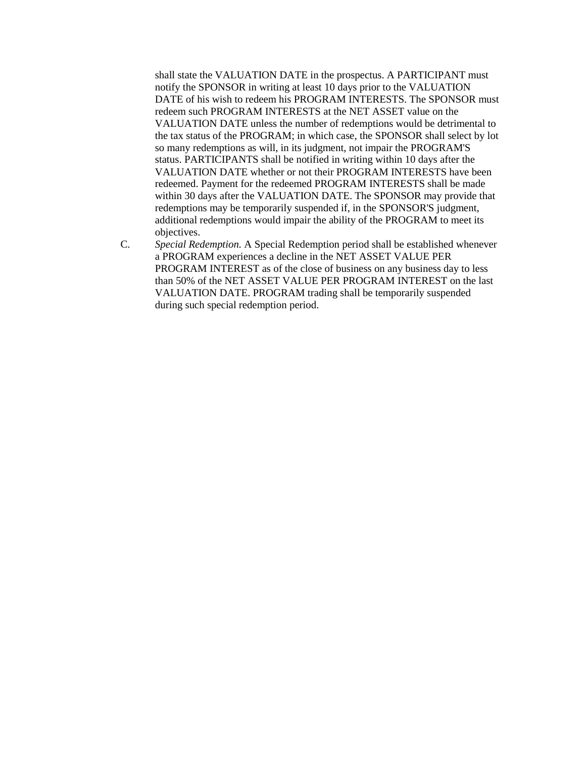shall state the VALUATION DATE in the prospectus. A PARTICIPANT must notify the SPONSOR in writing at least 10 days prior to the VALUATION DATE of his wish to redeem his PROGRAM INTERESTS. The SPONSOR must redeem such PROGRAM INTERESTS at the NET ASSET value on the VALUATION DATE unless the number of redemptions would be detrimental to the tax status of the PROGRAM; in which case, the SPONSOR shall select by lot so many redemptions as will, in its judgment, not impair the PROGRAM'S status. PARTICIPANTS shall be notified in writing within 10 days after the VALUATION DATE whether or not their PROGRAM INTERESTS have been redeemed. Payment for the redeemed PROGRAM INTERESTS shall be made within 30 days after the VALUATION DATE. The SPONSOR may provide that redemptions may be temporarily suspended if, in the SPONSOR'S judgment, additional redemptions would impair the ability of the PROGRAM to meet its objectives.

C. *Special Redemption.* A Special Redemption period shall be established whenever a PROGRAM experiences a decline in the NET ASSET VALUE PER PROGRAM INTEREST as of the close of business on any business day to less than 50% of the NET ASSET VALUE PER PROGRAM INTEREST on the last VALUATION DATE. PROGRAM trading shall be temporarily suspended during such special redemption period.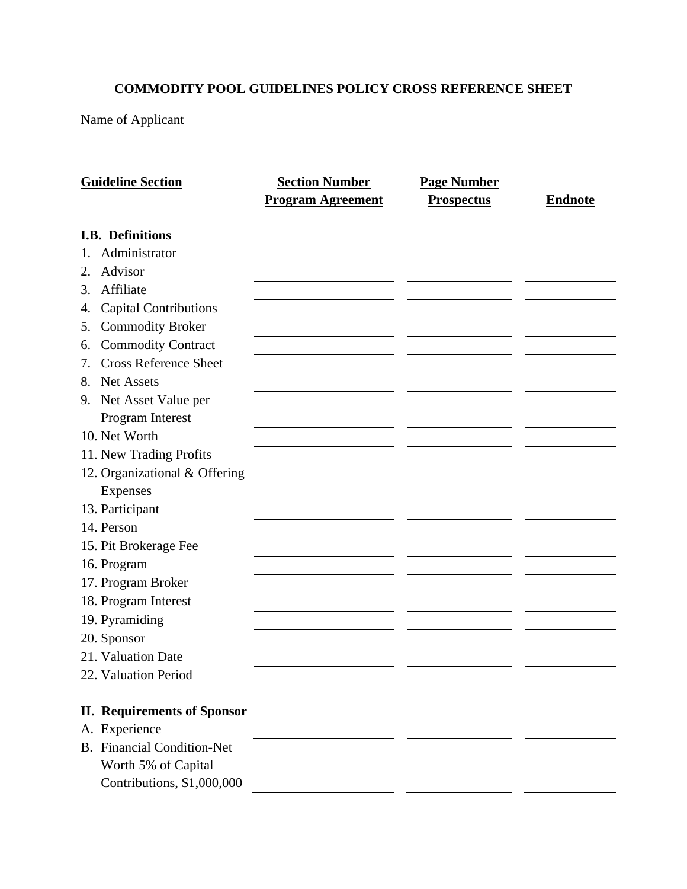**COMMODITY POOL GUIDELINES POLICY CROSS REFERENCE SHEET**

Name of Applicant ______________________________________________

| Guideline Section | Section Number Program Agreement | Page Number Prospectus | Endnote |
|---|---|---|---|
| **I.B. Definitions** | | | |
| 1. Administrator | | | |
| 2. Advisor | | | |
| 3. Affiliate | | | |
| 4. Capital Contributions | | | |
| 5. Commodity Broker | | | |
| 6. Commodity Contract | | | |
| 7. Cross Reference Sheet | | | |
| 8. Net Assets | | | |
| 9. Net Asset Value per Program Interest | | | |
| 10. Net Worth | | | |
| 11. New Trading Profits | | | |
| 12. Organizational & Offering Expenses | | | |
| 13. Participant | | | |
| 14. Person | | | |
| 15. Pit Brokerage Fee | | | |
| 16. Program | | | |
| 17. Program Broker | | | |
| 18. Program Interest | | | |
| 19. Pyramiding | | | |
| 20. Sponsor | | | |
| 21. Valuation Date | | | |
| 22. Valuation Period | | | |
| **II. Requirements of Sponsor** | | | |
| A. Experience | | | |
| B. Financial Condition-Net Worth 5% of Capital Contributions, $1,000,000 | | | |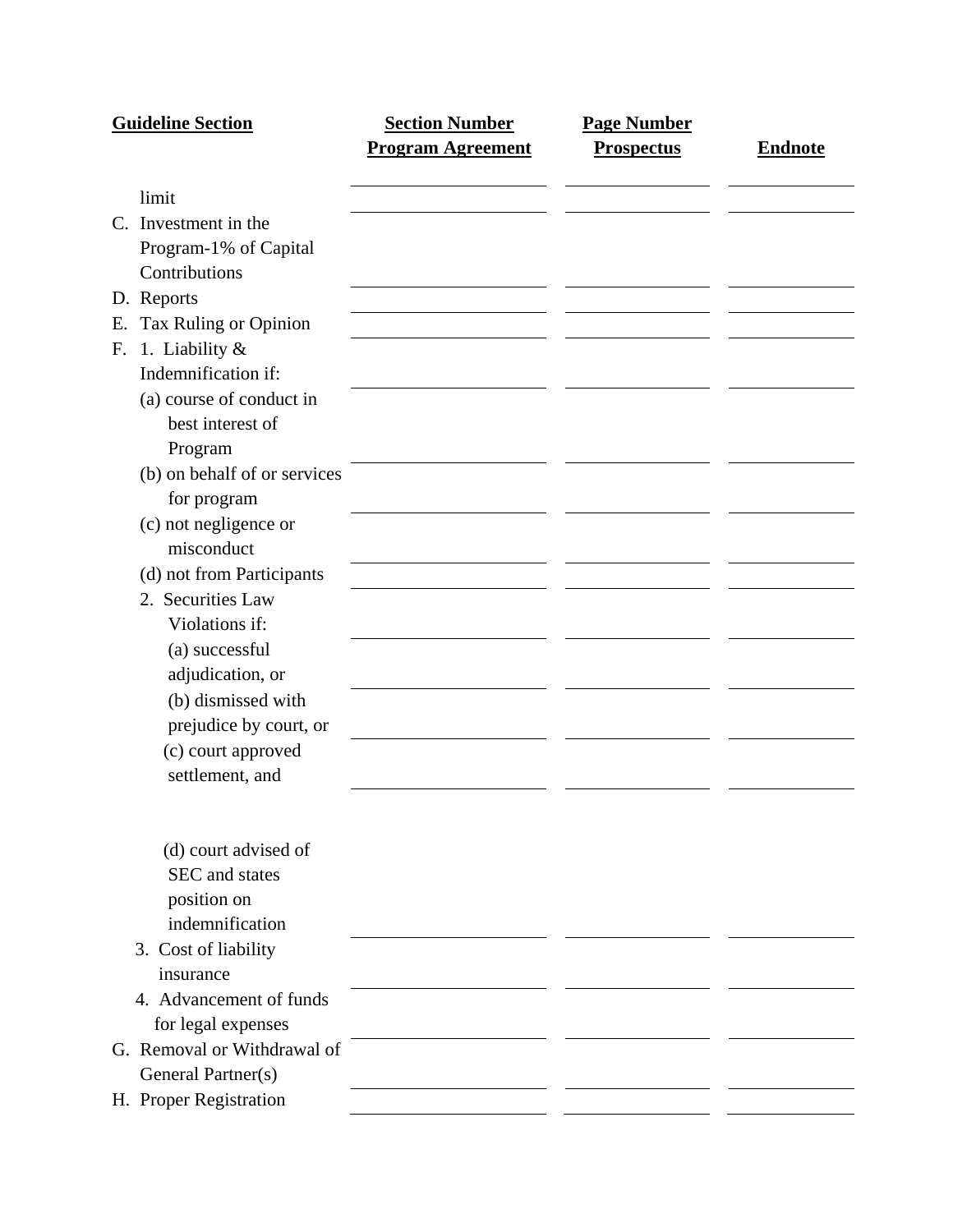| Guideline Section | Section Number Program Agreement | Page Number Prospectus | Endnote |
|---|---|---|---|
| limit | | | |
| C. Investment in the Program-1% of Capital Contributions | | | |
| D. Reports | | | |
| E. Tax Ruling or Opinion | | | |
| F. 1. Liability & Indemnification if: | | | |
| (a) course of conduct in best interest of Program | | | |
| (b) on behalf of or services for program | | | |
| (c) not negligence or misconduct | | | |
| (d) not from Participants | | | |
| 2. Securities Law Violations if: | | | |
| (a) successful adjudication, or | | | |
| (b) dismissed with prejudice by court, or | | | |
| (c) court approved settlement, and | | | |
| (d) court advised of SEC and states position on indemnification | | | |
| 3. Cost of liability insurance | | | |
| 4. Advancement of funds for legal expenses | | | |
| G. Removal or Withdrawal of General Partner(s) | | | |
| H. Proper Registration | | | |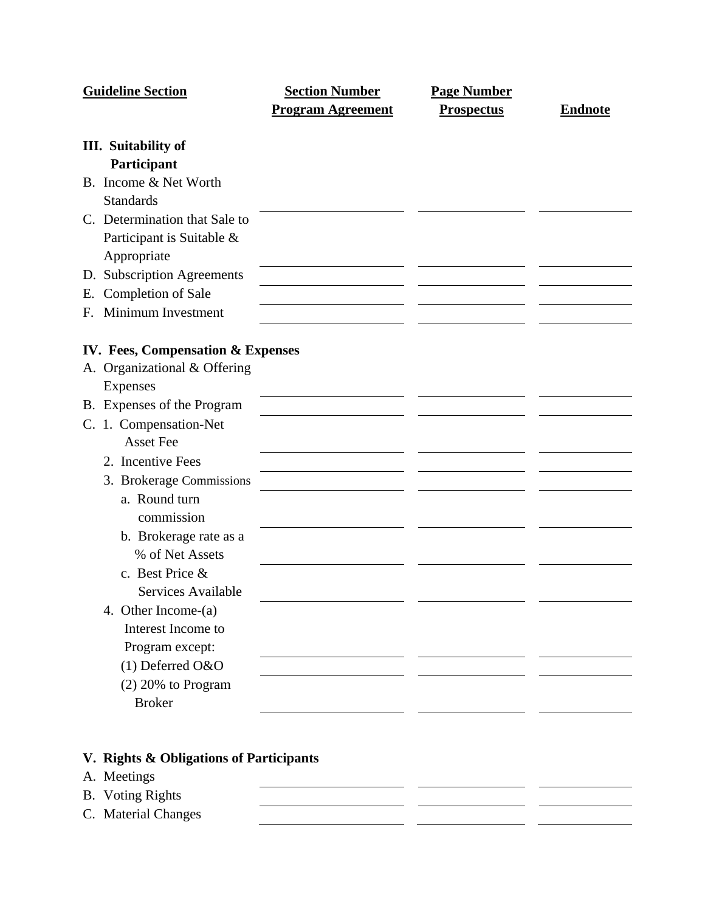| Guideline Section | Section Number Program Agreement | Page Number Prospectus | Endnote |
|---|---|---|---|
| **III. Suitability of Participant** | | | |
| B. Income & Net Worth Standards | | | |
| C. Determination that Sale to Participant is Suitable & Appropriate | | | |
| D. Subscription Agreements | | | |
| E. Completion of Sale | | | |
| F. Minimum Investment | | | |
| **IV. Fees, Compensation & Expenses** | | | |
| A. Organizational & Offering Expenses | | | |
| B. Expenses of the Program | | | |
| C. 1. Compensation-Net Asset Fee | | | |
| 2. Incentive Fees | | | |
| 3. Brokerage Commissions | | | |
| a. Round turn commission | | | |
| b. Brokerage rate as a % of Net Assets | | | |
| c. Best Price & Services Available | | | |
| 4. Other Income-(a) Interest Income to Program except: | | | |
| (1) Deferred O&O | | | |
| (2) 20% to Program Broker | | | |
| **V. Rights & Obligations of Participants** | | | |
| A. Meetings | | | |
| B. Voting Rights | | | |
| C. Material Changes | | | |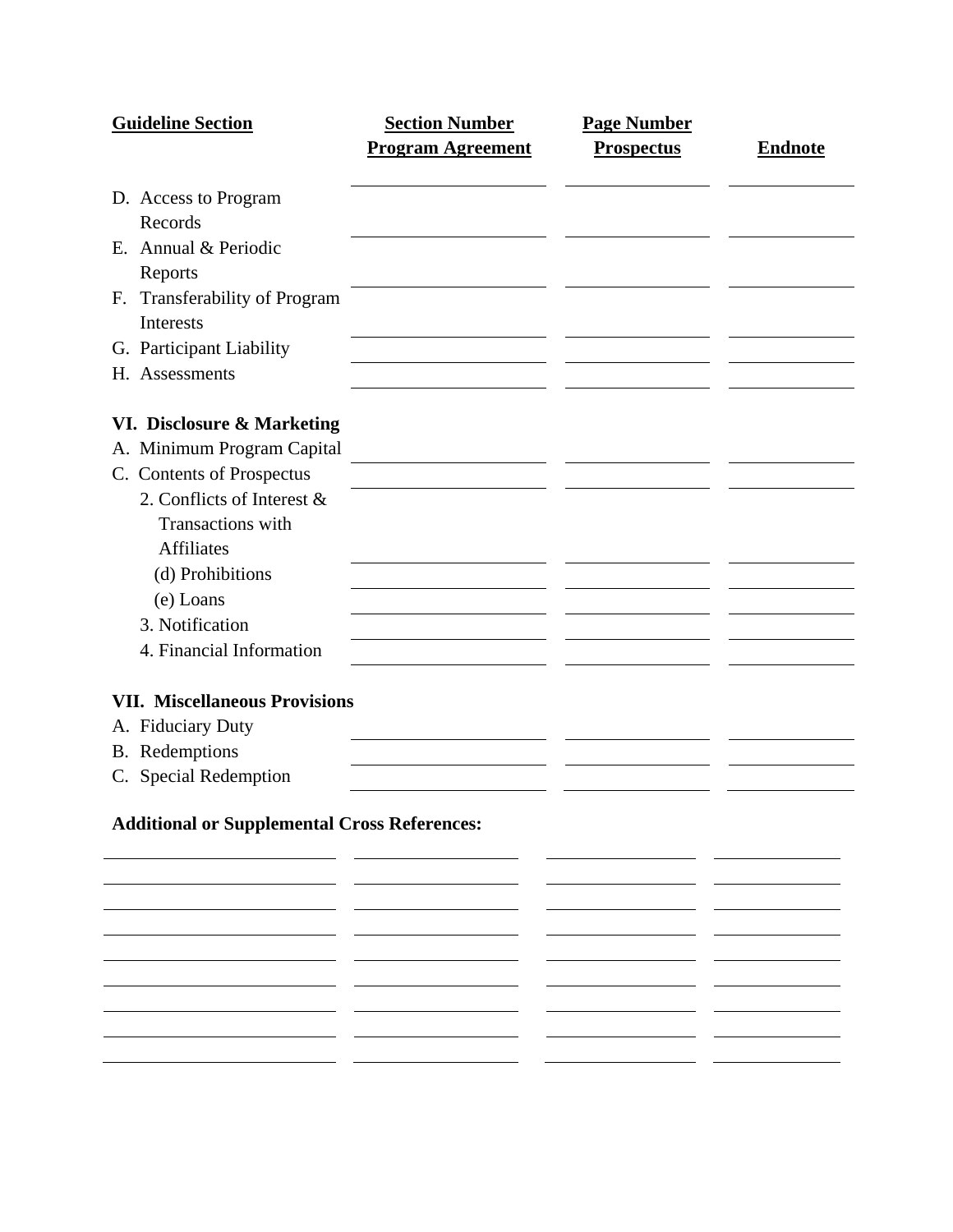| Guideline Section | Section Number Program Agreement | Page Number Prospectus | Endnote |
|---|---|---|---|
| D. Access to Program Records | | | |
| E. Annual & Periodic Reports | | | |
| F. Transferability of Program Interests | | | |
| G. Participant Liability | | | |
| H. Assessments | | | |
| **VI. Disclosure & Marketing** | | | |
| A. Minimum Program Capital | | | |
| C. Contents of Prospectus | | | |
| 2. Conflicts of Interest & Transactions with Affiliates | | | |
| (d) Prohibitions | | | |
| (e) Loans | | | |
| 3. Notification | | | |
| 4. Financial Information | | | |
| **VII. Miscellaneous Provisions** | | | |
| A. Fiduciary Duty | | | |
| B. Redemptions | | | |
| C. Special Redemption | | | |

**Additional or Supplemental Cross References:**

| | | | |
|---|---|---|---|
| | | | |
| | | | |
| | | | |
| | | | |
| | | | |
| | | | |
| | | | |
| | | | |
| | | | |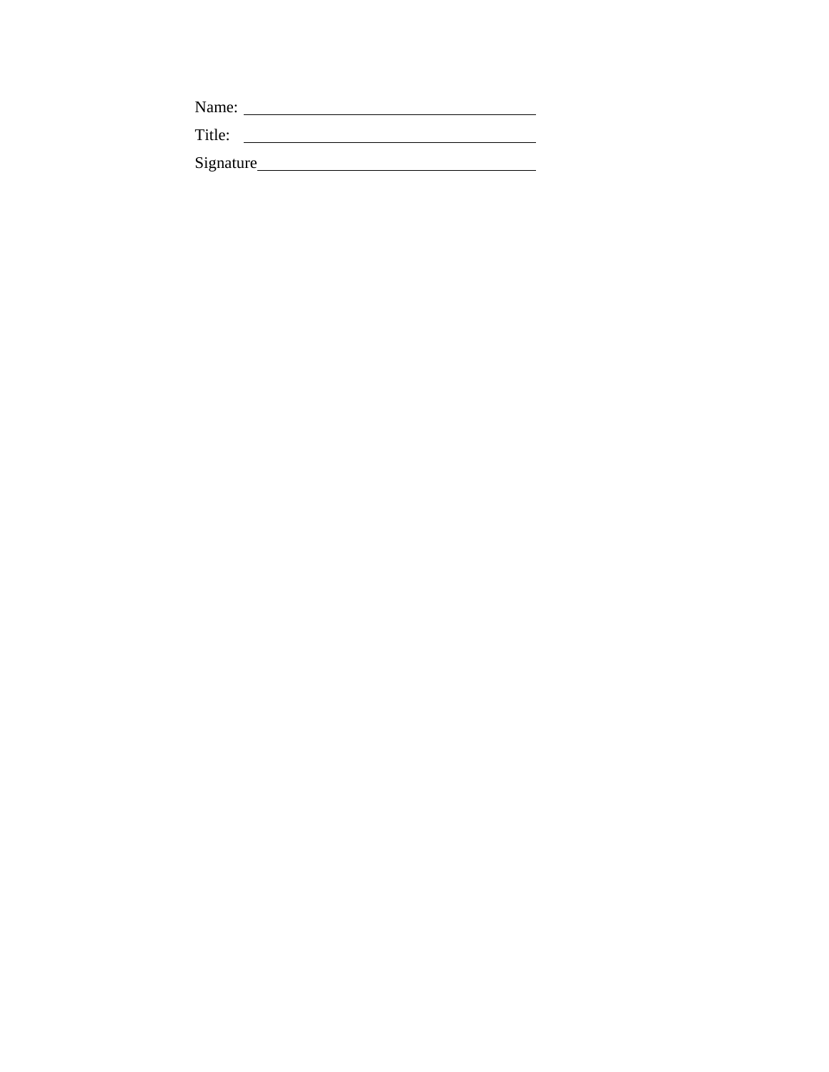Name: ______________________________

Title: ______________________________

Signature______________________________